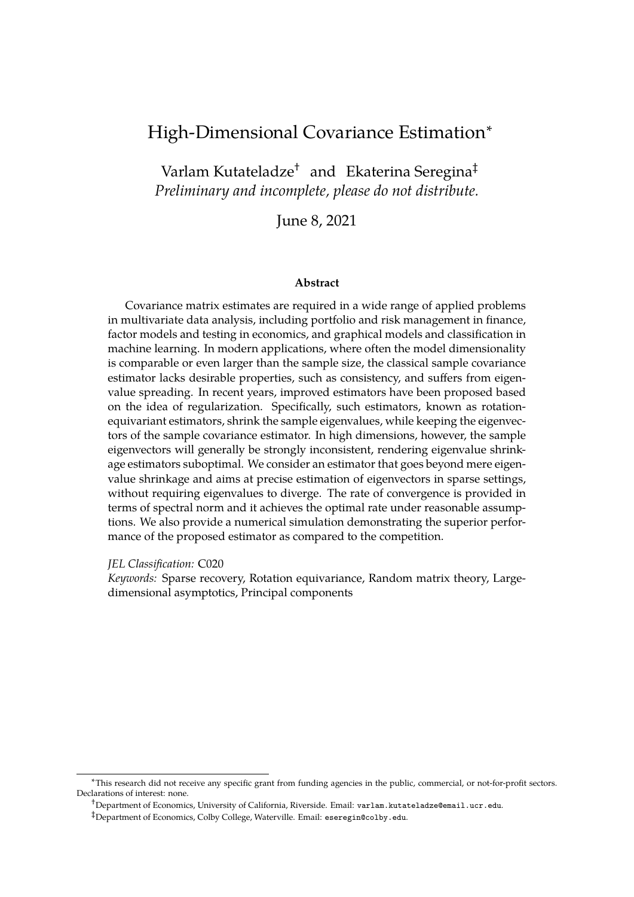# High-Dimensional Covariance Estimation*

Varlam Kutateladze[†] and Ekaterina Seregina[‡]

*Preliminary and incomplete, please do not distribute.*

June 8, 2021

### Abstract

Covariance matrix estimates are required in a wide range of applied problems in multivariate data analysis, including portfolio and risk management in finance, factor models and testing in economics, and graphical models and classification in machine learning. In modern applications, where often the model dimensionality is comparable or even larger than the sample size, the classical sample covariance estimator lacks desirable properties, such as consistency, and suffers from eigenvalue spreading. In recent years, improved estimators have been proposed based on the idea of regularization. Specifically, such estimators, known as rotation-equivariant estimators, shrink the sample eigenvalues, while keeping the eigenvectors of the sample covariance estimator. In high dimensions, however, the sample eigenvectors will generally be strongly inconsistent, rendering eigenvalue shrinkage estimators suboptimal. We consider an estimator that goes beyond mere eigenvalue shrinkage and aims at precise estimation of eigenvectors in sparse settings, without requiring eigenvalues to diverge. The rate of convergence is provided in terms of spectral norm and it achieves the optimal rate under reasonable assumptions. We also provide a numerical simulation demonstrating the superior performance of the proposed estimator as compared to the competition.

*JEL Classification:* C020

*Keywords:* Sparse recovery, Rotation equivariance, Random matrix theory, Large-dimensional asymptotics, Principal components

---

*This research did not receive any specific grant from funding agencies in the public, commercial, or not-for-profit sectors. Declarations of interest: none.

[†]Department of Economics, University of California, Riverside. Email: varlam.kutateladze@email.ucr.edu.

[‡]Department of Economics, Colby College, Waterville. Email: eseregin@colby.edu.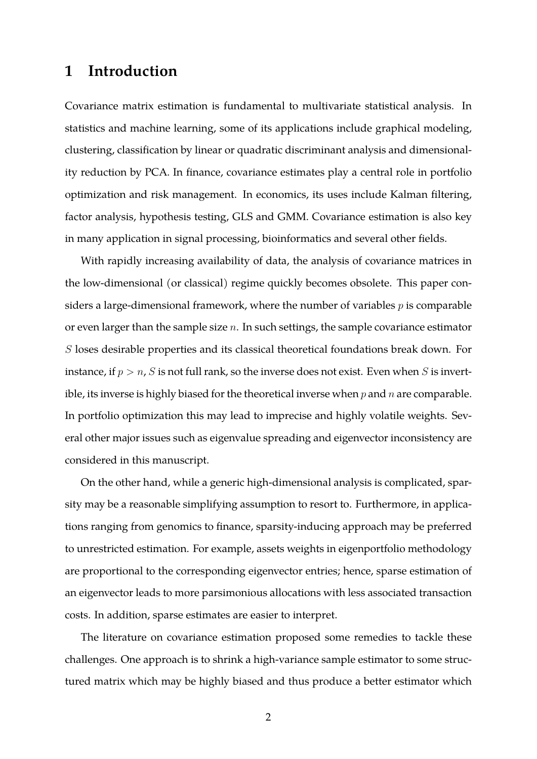# 1 Introduction

Covariance matrix estimation is fundamental to multivariate statistical analysis. In statistics and machine learning, some of its applications include graphical modeling, clustering, classification by linear or quadratic discriminant analysis and dimensionality reduction by PCA. In finance, covariance estimates play a central role in portfolio optimization and risk management. In economics, its uses include Kalman filtering, factor analysis, hypothesis testing, GLS and GMM. Covariance estimation is also key in many application in signal processing, bioinformatics and several other fields.

With rapidly increasing availability of data, the analysis of covariance matrices in the low-dimensional (or classical) regime quickly becomes obsolete. This paper considers a large-dimensional framework, where the number of variables $p$ is comparable or even larger than the sample size $n$. In such settings, the sample covariance estimator $S$ loses desirable properties and its classical theoretical foundations break down. For instance, if $p > n$, $S$ is not full rank, so the inverse does not exist. Even when $S$ is invertible, its inverse is highly biased for the theoretical inverse when $p$ and $n$ are comparable. In portfolio optimization this may lead to imprecise and highly volatile weights. Several other major issues such as eigenvalue spreading and eigenvector inconsistency are considered in this manuscript.

On the other hand, while a generic high-dimensional analysis is complicated, sparsity may be a reasonable simplifying assumption to resort to. Furthermore, in applications ranging from genomics to finance, sparsity-inducing approach may be preferred to unrestricted estimation. For example, assets weights in eigenportfolio methodology are proportional to the corresponding eigenvector entries; hence, sparse estimation of an eigenvector leads to more parsimonious allocations with less associated transaction costs. In addition, sparse estimates are easier to interpret.

The literature on covariance estimation proposed some remedies to tackle these challenges. One approach is to shrink a high-variance sample estimator to some structured matrix which may be highly biased and thus produce a better estimator which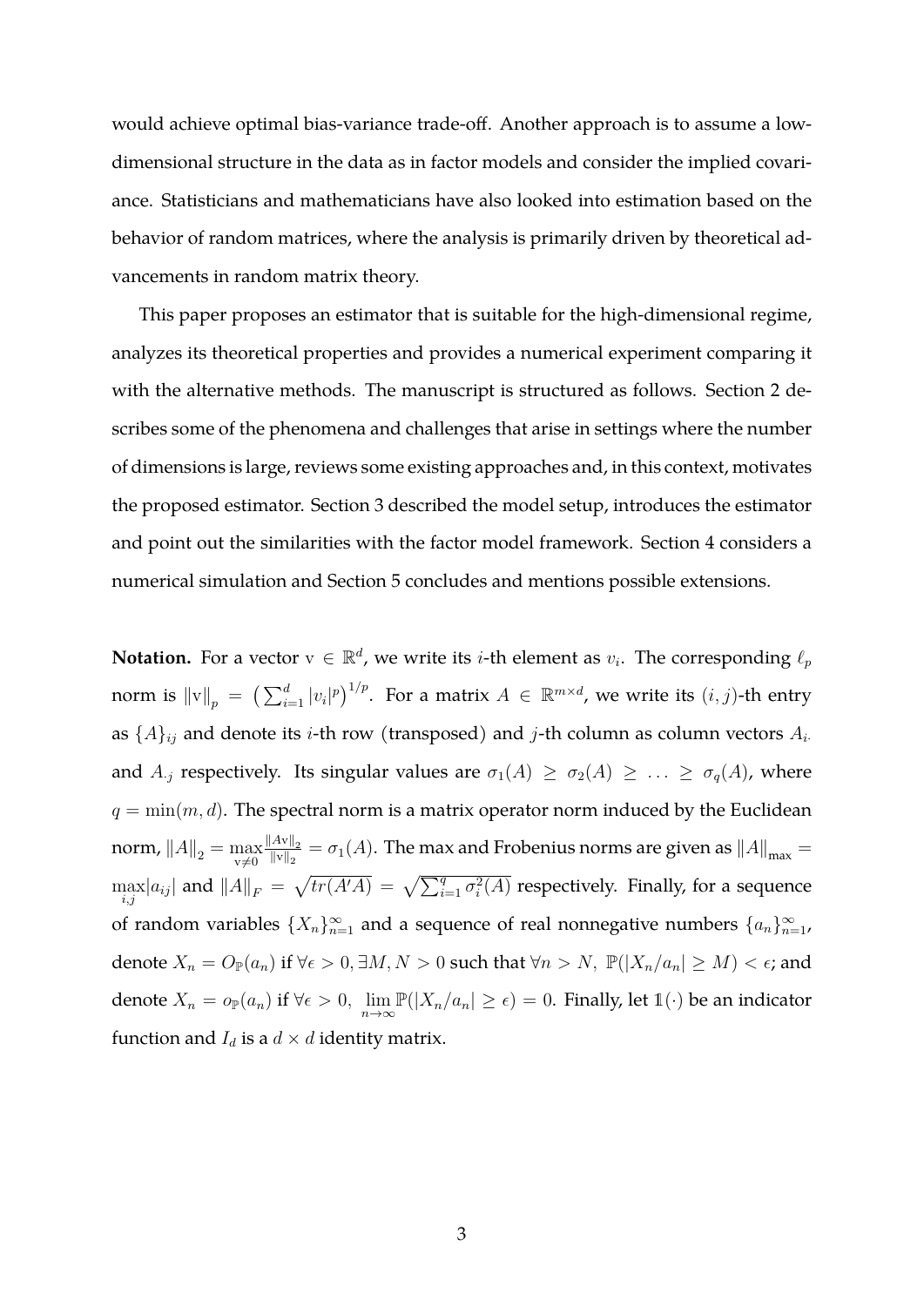would achieve optimal bias-variance trade-off. Another approach is to assume a low-dimensional structure in the data as in factor models and consider the implied covariance. Statisticians and mathematicians have also looked into estimation based on the behavior of random matrices, where the analysis is primarily driven by theoretical advancements in random matrix theory.

This paper proposes an estimator that is suitable for the high-dimensional regime, analyzes its theoretical properties and provides a numerical experiment comparing it with the alternative methods. The manuscript is structured as follows. Section 2 describes some of the phenomena and challenges that arise in settings where the number of dimensions is large, reviews some existing approaches and, in this context, motivates the proposed estimator. Section 3 described the model setup, introduces the estimator and point out the similarities with the factor model framework. Section 4 considers a numerical simulation and Section 5 concludes and mentions possible extensions.

**Notation.** For a vector $\mathrm{v} \in \mathbb{R}^d$, we write its $i$-th element as $v_i$. The corresponding $\ell_p$ norm is $\|\mathrm{v}\|_p = \left(\sum_{i=1}^d |v_i|^p\right)^{1/p}$. For a matrix $A \in \mathbb{R}^{m \times d}$, we write its $(i,j)$-th entry as $\{A\}_{ij}$ and denote its $i$-th row (transposed) and $j$-th column as column vectors $A_{i\cdot}$ and $A_{\cdot j}$ respectively. Its singular values are $\sigma_1(A) \geq \sigma_2(A) \geq \ldots \geq \sigma_q(A)$, where $q = \min(m,d)$. The spectral norm is a matrix operator norm induced by the Euclidean norm, $\|A\|_2 = \max_{\mathrm{v}\neq 0} \frac{\|A\mathrm{v}\|_2}{\|\mathrm{v}\|_2} = \sigma_1(A)$. The max and Frobenius norms are given as $\|A\|_{\max} = \max_{i,j} |a_{ij}|$ and $\|A\|_F = \sqrt{tr(A'A)} = \sqrt{\sum_{i=1}^q \sigma_i^2(A)}$ respectively. Finally, for a sequence of random variables $\{X_n\}_{n=1}^\infty$ and a sequence of real nonnegative numbers $\{a_n\}_{n=1}^\infty$, denote $X_n = O_{\mathbb{P}}(a_n)$ if $\forall \epsilon > 0, \exists M, N > 0$ such that $\forall n > N,\ \mathbb{P}(|X_n/a_n| \geq M) < \epsilon$; and denote $X_n = o_{\mathbb{P}}(a_n)$ if $\forall \epsilon > 0,\ \lim_{n\to\infty} \mathbb{P}(|X_n/a_n| \geq \epsilon) = 0$. Finally, let $\mathbb{1}(\cdot)$ be an indicator function and $I_d$ is a $d \times d$ identity matrix.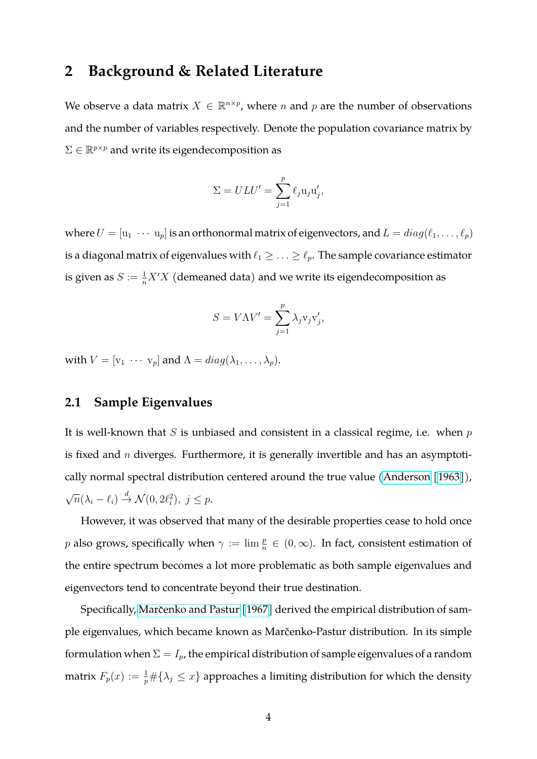## 2 Background & Related Literature

We observe a data matrix $X \in \mathbb{R}^{n \times p}$, where $n$ and $p$ are the number of observations and the number of variables respectively. Denote the population covariance matrix by $\Sigma \in \mathbb{R}^{p \times p}$ and write its eigendecomposition as

$$\Sigma = ULU' = \sum_{j=1}^{p} \ell_j \mathrm{u}_j \mathrm{u}_j',$$

where $U = [\mathrm{u}_1 \ \cdots \ \mathrm{u}_p]$ is an orthonormal matrix of eigenvectors, and $L = diag(\ell_1, \ldots, \ell_p)$ is a diagonal matrix of eigenvalues with $\ell_1 \geq \ldots \geq \ell_p$. The sample covariance estimator is given as $S := \frac{1}{n} X'X$ (demeaned data) and we write its eigendecomposition as

$$S = V \Lambda V' = \sum_{j=1}^{p} \lambda_j \mathrm{v}_j \mathrm{v}_j',$$

with $V = [\mathrm{v}_1 \ \cdots \ \mathrm{v}_p]$ and $\Lambda = diag(\lambda_1, \ldots, \lambda_p)$.

### 2.1 Sample Eigenvalues

It is well-known that $S$ is unbiased and consistent in a classical regime, i.e. when $p$ is fixed and $n$ diverges. Furthermore, it is generally invertible and has an asymptotically normal spectral distribution centered around the true value (Anderson [1963]), $\sqrt{n}(\lambda_i - \ell_i) \xrightarrow{d} \mathcal{N}(0, 2\ell_i^2), \ j \leq p$.

However, it was observed that many of the desirable properties cease to hold once $p$ also grows, specifically when $\gamma := \lim \frac{p}{n} \in (0, \infty)$. In fact, consistent estimation of the entire spectrum becomes a lot more problematic as both sample eigenvalues and eigenvectors tend to concentrate beyond their true destination.

Specifically, Marčenko and Pastur [1967] derived the empirical distribution of sample eigenvalues, which became known as Marčenko-Pastur distribution. In its simple formulation when $\Sigma = I_p$, the empirical distribution of sample eigenvalues of a random matrix $F_p(x) := \frac{1}{p} \#\{\lambda_j \leq x\}$ approaches a limiting distribution for which the density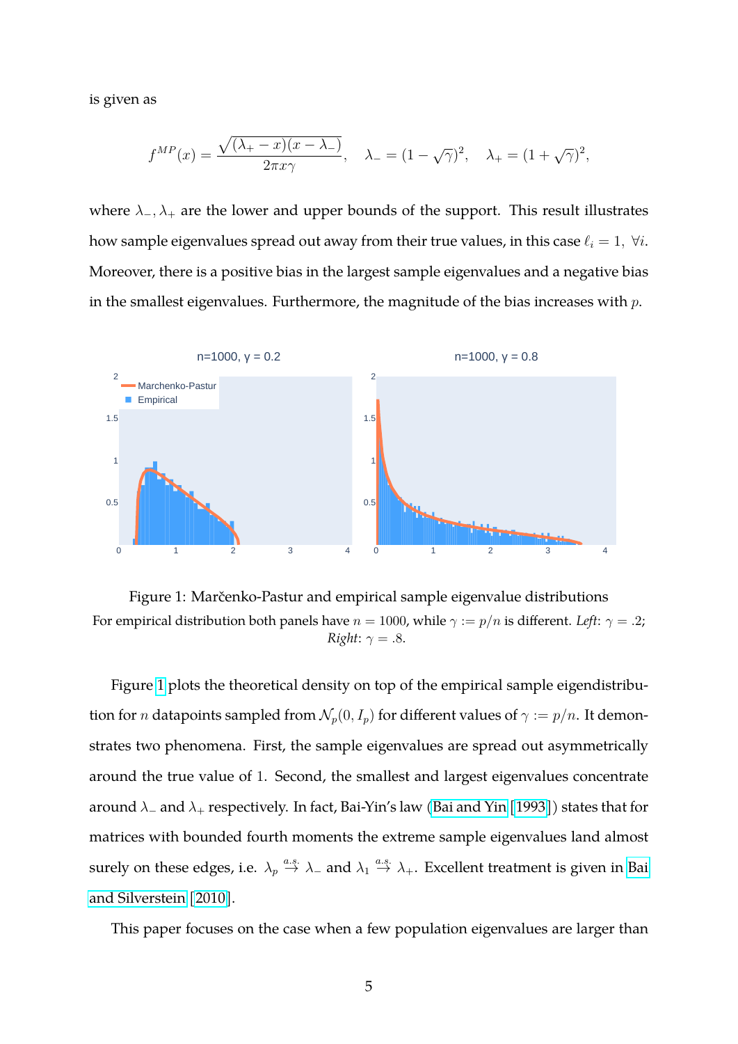is given as

$$f^{MP}(x) = \frac{\sqrt{(\lambda_+ - x)(x - \lambda_-)}}{2\pi x \gamma}, \quad \lambda_- = (1 - \sqrt{\gamma})^2, \quad \lambda_+ = (1 + \sqrt{\gamma})^2,$$

where $\lambda_-, \lambda_+$ are the lower and upper bounds of the support. This result illustrates how sample eigenvalues spread out away from their true values, in this case $\ell_i = 1, \ \forall i$. Moreover, there is a positive bias in the largest sample eigenvalues and a negative bias in the smallest eigenvalues. Furthermore, the magnitude of the bias increases with $p$.

Figure 1: Marčenko-Pastur and empirical sample eigenvalue distributions
For empirical distribution both panels have $n = 1000$, while $\gamma := p/n$ is different. *Left*: $\gamma = .2$; *Right*: $\gamma = .8$.

Figure 1 plots the theoretical density on top of the empirical sample eigendistribution for $n$ datapoints sampled from $\mathcal{N}_p(0, I_p)$ for different values of $\gamma := p/n$. It demonstrates two phenomena. First, the sample eigenvalues are spread out asymmetrically around the true value of 1. Second, the smallest and largest eigenvalues concentrate around $\lambda_-$ and $\lambda_+$ respectively. In fact, Bai-Yin's law (Bai and Yin [1993]) states that for matrices with bounded fourth moments the extreme sample eigenvalues land almost surely on these edges, i.e. $\lambda_p \overset{a.s.}{\to} \lambda_-$ and $\lambda_1 \overset{a.s.}{\to} \lambda_+$. Excellent treatment is given in Bai and Silverstein [2010].

This paper focuses on the case when a few population eigenvalues are larger than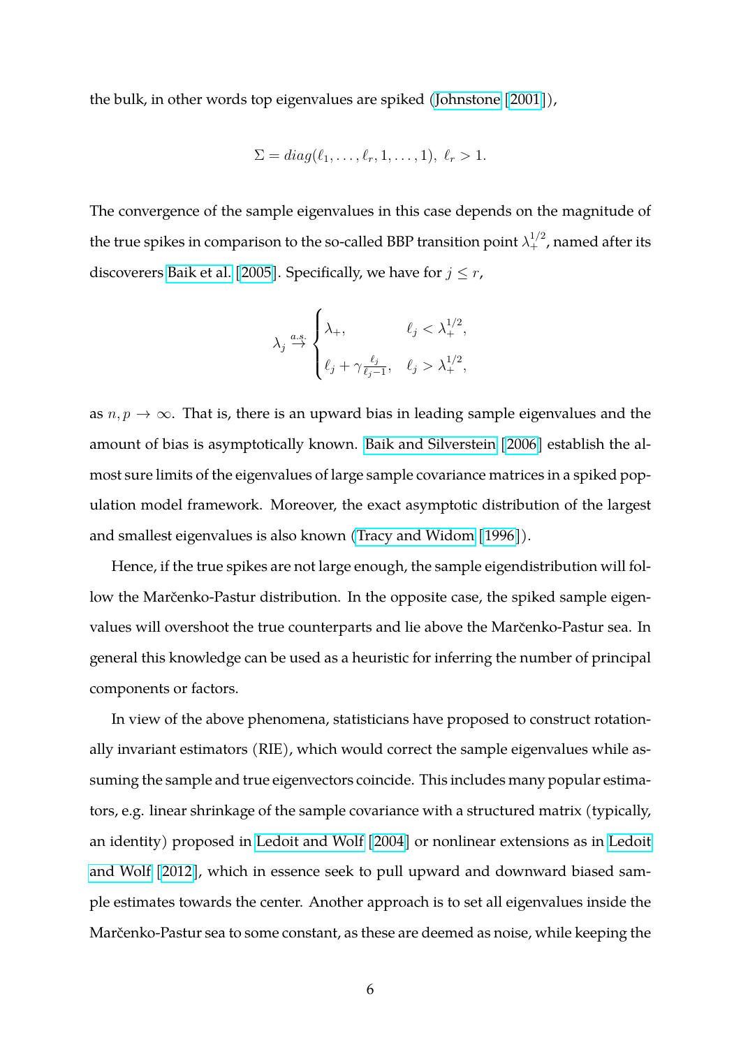the bulk, in other words top eigenvalues are spiked (Johnstone [2001]),

$$\Sigma = diag(\ell_1, \ldots, \ell_r, 1, \ldots, 1),\ \ell_r > 1.$$

The convergence of the sample eigenvalues in this case depends on the magnitude of the true spikes in comparison to the so-called BBP transition point $\lambda_+^{1/2}$, named after its discoverers Baik et al. [2005]. Specifically, we have for $j \leq r$,

$$\lambda_j \overset{a.s.}{\to} \begin{cases} \lambda_+, & \ell_j < \lambda_+^{1/2}, \\ \ell_j + \gamma \frac{\ell_j}{\ell_j - 1}, & \ell_j > \lambda_+^{1/2}, \end{cases}$$

as $n, p \to \infty$. That is, there is an upward bias in leading sample eigenvalues and the amount of bias is asymptotically known. Baik and Silverstein [2006] establish the almost sure limits of the eigenvalues of large sample covariance matrices in a spiked population model framework. Moreover, the exact asymptotic distribution of the largest and smallest eigenvalues is also known (Tracy and Widom [1996]).

Hence, if the true spikes are not large enough, the sample eigendistribution will follow the Marčenko-Pastur distribution. In the opposite case, the spiked sample eigenvalues will overshoot the true counterparts and lie above the Marčenko-Pastur sea. In general this knowledge can be used as a heuristic for inferring the number of principal components or factors.

In view of the above phenomena, statisticians have proposed to construct rotationally invariant estimators (RIE), which would correct the sample eigenvalues while assuming the sample and true eigenvectors coincide. This includes many popular estimators, e.g. linear shrinkage of the sample covariance with a structured matrix (typically, an identity) proposed in Ledoit and Wolf [2004] or nonlinear extensions as in Ledoit and Wolf [2012], which in essence seek to pull upward and downward biased sample estimates towards the center. Another approach is to set all eigenvalues inside the Marčenko-Pastur sea to some constant, as these are deemed as noise, while keeping the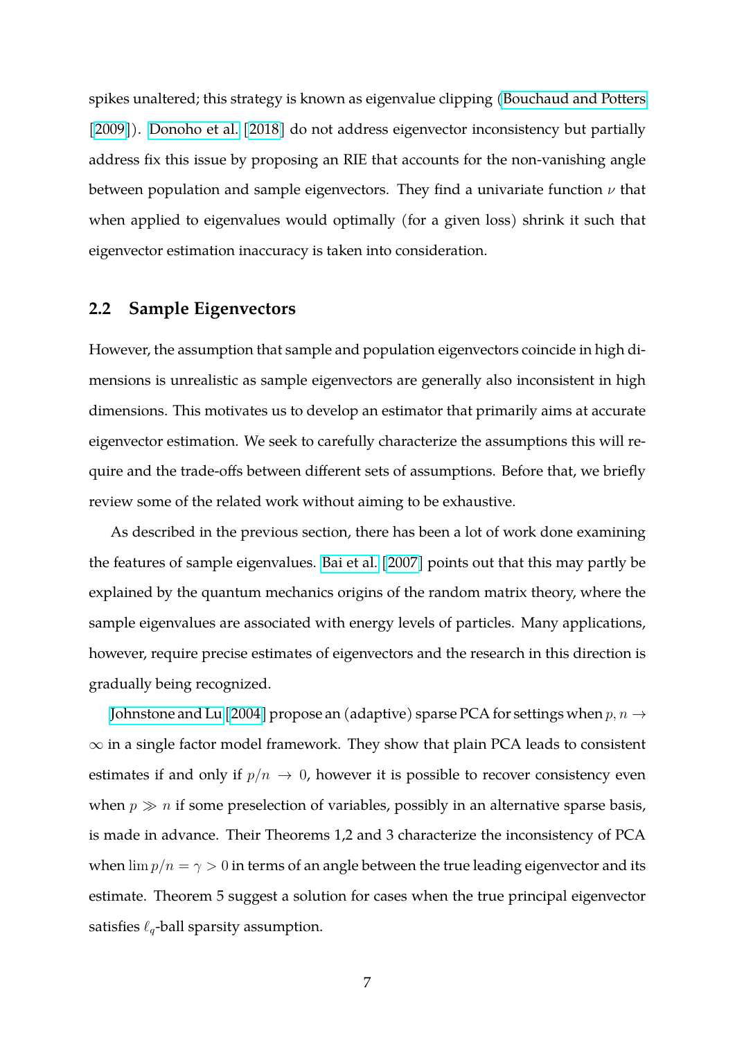spikes unaltered; this strategy is known as eigenvalue clipping (Bouchaud and Potters [2009]). Donoho et al. [2018] do not address eigenvector inconsistency but partially address fix this issue by proposing an RIE that accounts for the non-vanishing angle between population and sample eigenvectors. They find a univariate function $\nu$ that when applied to eigenvalues would optimally (for a given loss) shrink it such that eigenvector estimation inaccuracy is taken into consideration.

## 2.2 Sample Eigenvectors

However, the assumption that sample and population eigenvectors coincide in high dimensions is unrealistic as sample eigenvectors are generally also inconsistent in high dimensions. This motivates us to develop an estimator that primarily aims at accurate eigenvector estimation. We seek to carefully characterize the assumptions this will require and the trade-offs between different sets of assumptions. Before that, we briefly review some of the related work without aiming to be exhaustive.

As described in the previous section, there has been a lot of work done examining the features of sample eigenvalues. Bai et al. [2007] points out that this may partly be explained by the quantum mechanics origins of the random matrix theory, where the sample eigenvalues are associated with energy levels of particles. Many applications, however, require precise estimates of eigenvectors and the research in this direction is gradually being recognized.

Johnstone and Lu [2004] propose an (adaptive) sparse PCA for settings when $p, n \to \infty$ in a single factor model framework. They show that plain PCA leads to consistent estimates if and only if $p/n \to 0$, however it is possible to recover consistency even when $p \gg n$ if some preselection of variables, possibly in an alternative sparse basis, is made in advance. Their Theorems 1,2 and 3 characterize the inconsistency of PCA when $\lim p/n = \gamma > 0$ in terms of an angle between the true leading eigenvector and its estimate. Theorem 5 suggest a solution for cases when the true principal eigenvector satisfies $\ell_q$-ball sparsity assumption.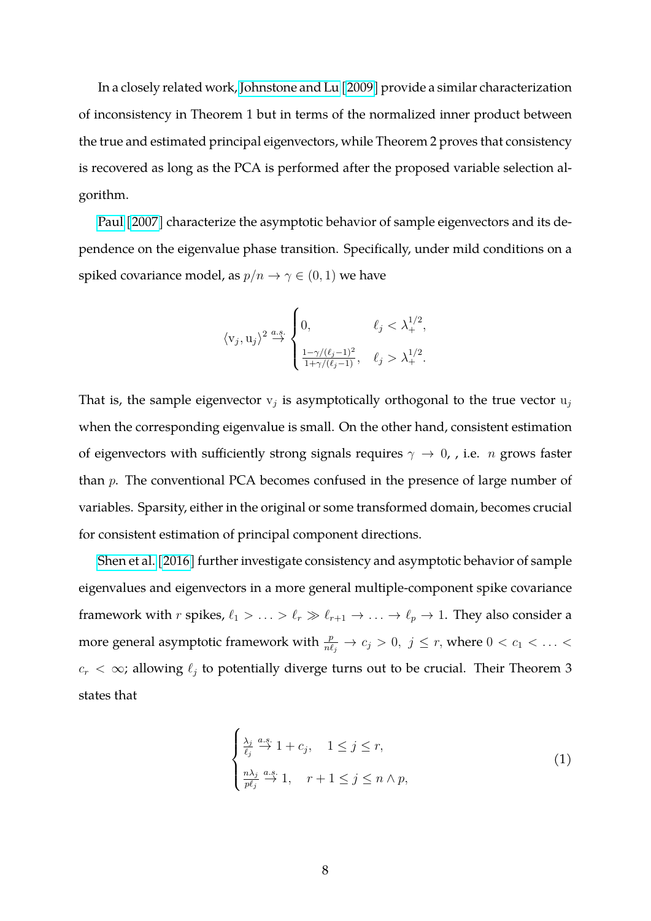In a closely related work, Johnstone and Lu [2009] provide a similar characterization of inconsistency in Theorem 1 but in terms of the normalized inner product between the true and estimated principal eigenvectors, while Theorem 2 proves that consistency is recovered as long as the PCA is performed after the proposed variable selection algorithm.

Paul [2007] characterize the asymptotic behavior of sample eigenvectors and its dependence on the eigenvalue phase transition. Specifically, under mild conditions on a spiked covariance model, as $p/n \to \gamma \in (0,1)$ we have

$$\langle \mathrm{v}_j, \mathrm{u}_j \rangle^2 \overset{a.s.}{\to} \begin{cases} 0, & \ell_j < \lambda_+^{1/2}, \\ \frac{1-\gamma/(\ell_j-1)^2}{1+\gamma/(\ell_j-1)}, & \ell_j > \lambda_+^{1/2}. \end{cases}$$

That is, the sample eigenvector $\mathrm{v}_j$ is asymptotically orthogonal to the true vector $\mathrm{u}_j$ when the corresponding eigenvalue is small. On the other hand, consistent estimation of eigenvectors with sufficiently strong signals requires $\gamma \to 0$, , i.e. $n$ grows faster than $p$. The conventional PCA becomes confused in the presence of large number of variables. Sparsity, either in the original or some transformed domain, becomes crucial for consistent estimation of principal component directions.

Shen et al. [2016] further investigate consistency and asymptotic behavior of sample eigenvalues and eigenvectors in a more general multiple-component spike covariance framework with $r$ spikes, $\ell_1 > \ldots > \ell_r \gg \ell_{r+1} \to \ldots \to \ell_p \to 1$. They also consider a more general asymptotic framework with $\frac{p}{n\ell_j} \to c_j > 0,\ j \leq r$, where $0 < c_1 < \ldots < c_r < \infty$; allowing $\ell_j$ to potentially diverge turns out to be crucial. Their Theorem 3 states that

$$\begin{cases} \frac{\lambda_j}{\ell_j} \overset{a.s.}{\to} 1 + c_j, & 1 \leq j \leq r, \\ \frac{n\lambda_j}{p\ell_j} \overset{a.s.}{\to} 1, & r+1 \leq j \leq n \wedge p, \end{cases} \tag{1}$$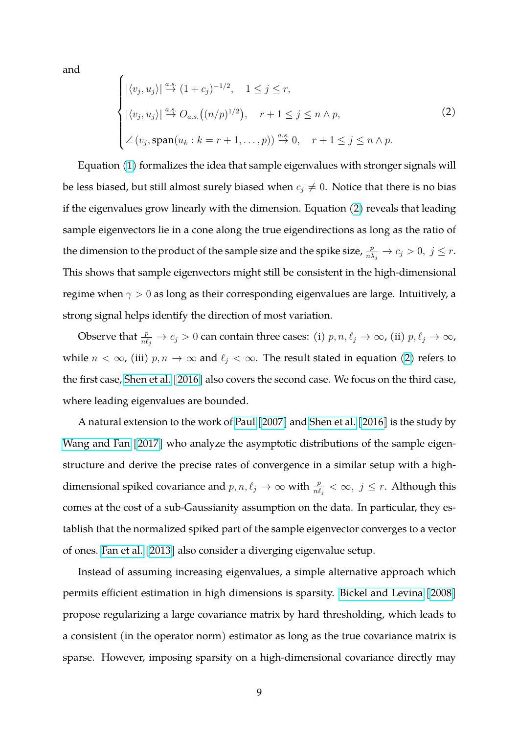and

$$
\begin{cases}
|\langle v_j, u_j \rangle| \overset{a.s.}{\to} (1+c_j)^{-1/2}, \quad 1 \le j \le r, \\
|\langle v_j, u_j \rangle| \overset{a.s.}{\to} O_{a.s.}\left((n/p)^{1/2}\right), \quad r+1 \le j \le n \wedge p, \\
\angle\left(v_j, \text{span}(u_k : k = r+1, \ldots, p)\right) \overset{a.s.}{\to} 0, \quad r+1 \le j \le n \wedge p.
\end{cases}
\tag{2}
$$

Equation (1) formalizes the idea that sample eigenvalues with stronger signals will be less biased, but still almost surely biased when $c_j \neq 0$. Notice that there is no bias if the eigenvalues grow linearly with the dimension. Equation (2) reveals that leading sample eigenvectors lie in a cone along the true eigendirections as long as the ratio of the dimension to the product of the sample size and the spike size, $\frac{p}{n\lambda_j} \to c_j > 0,\ j \le r$. This shows that sample eigenvectors might still be consistent in the high-dimensional regime when $\gamma > 0$ as long as their corresponding eigenvalues are large. Intuitively, a strong signal helps identify the direction of most variation.

Observe that $\frac{p}{n\ell_j} \to c_j > 0$ can contain three cases: (i) $p, n, \ell_j \to \infty$, (ii) $p, \ell_j \to \infty$, while $n < \infty$, (iii) $p, n \to \infty$ and $\ell_j < \infty$. The result stated in equation (2) refers to the first case, Shen et al. [2016] also covers the second case. We focus on the third case, where leading eigenvalues are bounded.

A natural extension to the work of Paul [2007] and Shen et al. [2016] is the study by Wang and Fan [2017] who analyze the asymptotic distributions of the sample eigenstructure and derive the precise rates of convergence in a similar setup with a high-dimensional spiked covariance and $p, n, \ell_j \to \infty$ with $\frac{p}{n\ell_j} < \infty,\ j \le r$. Although this comes at the cost of a sub-Gaussianity assumption on the data. In particular, they establish that the normalized spiked part of the sample eigenvector converges to a vector of ones. Fan et al. [2013] also consider a diverging eigenvalue setup.

Instead of assuming increasing eigenvalues, a simple alternative approach which permits efficient estimation in high dimensions is sparsity. Bickel and Levina [2008] propose regularizing a large covariance matrix by hard thresholding, which leads to a consistent (in the operator norm) estimator as long as the true covariance matrix is sparse. However, imposing sparsity on a high-dimensional covariance directly may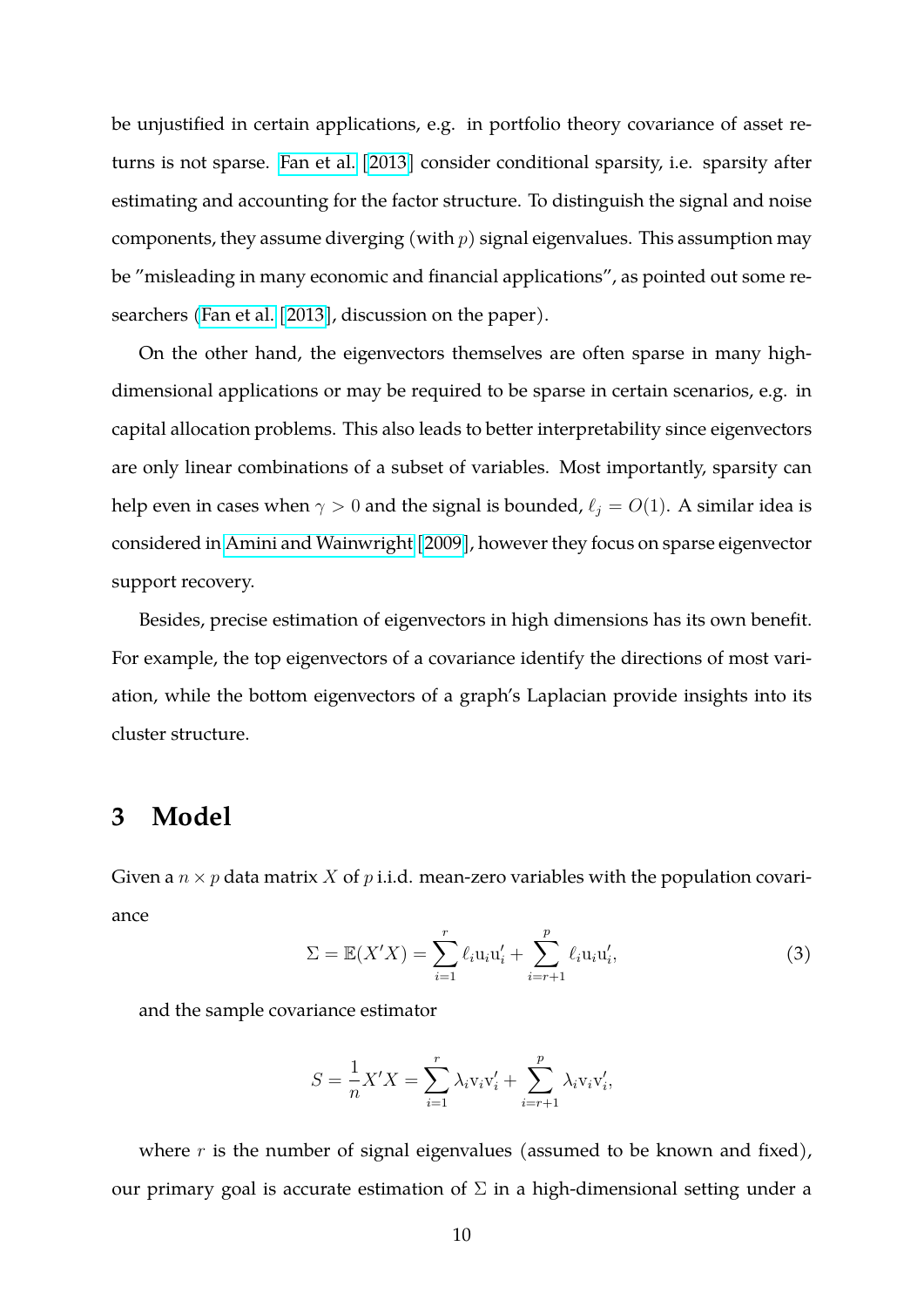be unjustified in certain applications, e.g. in portfolio theory covariance of asset returns is not sparse. Fan et al. [2013] consider conditional sparsity, i.e. sparsity after estimating and accounting for the factor structure. To distinguish the signal and noise components, they assume diverging (with $p$) signal eigenvalues. This assumption may be "misleading in many economic and financial applications", as pointed out some researchers (Fan et al. [2013], discussion on the paper).

On the other hand, the eigenvectors themselves are often sparse in many high-dimensional applications or may be required to be sparse in certain scenarios, e.g. in capital allocation problems. This also leads to better interpretability since eigenvectors are only linear combinations of a subset of variables. Most importantly, sparsity can help even in cases when $\gamma > 0$ and the signal is bounded, $\ell_j = O(1)$. A similar idea is considered in Amini and Wainwright [2009], however they focus on sparse eigenvector support recovery.

Besides, precise estimation of eigenvectors in high dimensions has its own benefit. For example, the top eigenvectors of a covariance identify the directions of most variation, while the bottom eigenvectors of a graph's Laplacian provide insights into its cluster structure.

# 3 Model

Given a $n \times p$ data matrix $X$ of $p$ i.i.d. mean-zero variables with the population covariance

$$\Sigma = \mathbb{E}(X'X) = \sum_{i=1}^{r} \ell_i \mathrm{u}_i \mathrm{u}_i' + \sum_{i=r+1}^{p} \ell_i \mathrm{u}_i \mathrm{u}_i', \tag{3}$$

and the sample covariance estimator

$$S = \frac{1}{n} X'X = \sum_{i=1}^{r} \lambda_i \mathrm{v}_i \mathrm{v}_i' + \sum_{i=r+1}^{p} \lambda_i \mathrm{v}_i \mathrm{v}_i',$$

where $r$ is the number of signal eigenvalues (assumed to be known and fixed), our primary goal is accurate estimation of $\Sigma$ in a high-dimensional setting under a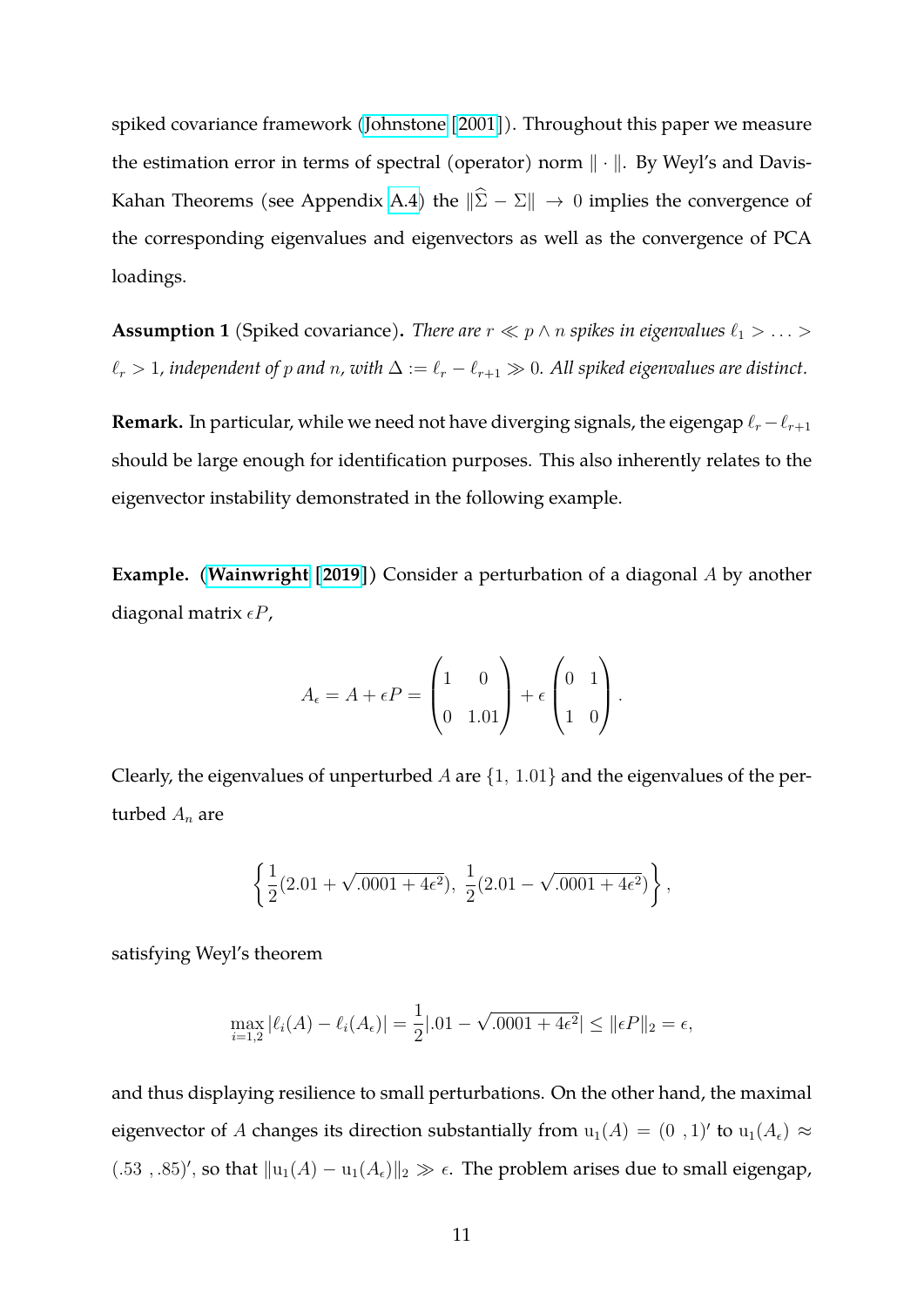spiked covariance framework (Johnstone [2001]). Throughout this paper we measure the estimation error in terms of spectral (operator) norm $\|\cdot\|$. By Weyl's and Davis-Kahan Theorems (see Appendix A.4) the $\|\widehat{\Sigma} - \Sigma\| \to 0$ implies the convergence of the corresponding eigenvalues and eigenvectors as well as the convergence of PCA loadings.

**Assumption 1** (Spiked covariance)**.** *There are $r \ll p \wedge n$ spikes in eigenvalues $\ell_1 > \ldots > \ell_r > 1$, independent of $p$ and $n$, with $\Delta := \ell_r - \ell_{r+1} \gg 0$. All spiked eigenvalues are distinct.*

**Remark.** In particular, while we need not have diverging signals, the eigengap $\ell_r - \ell_{r+1}$ should be large enough for identification purposes. This also inherently relates to the eigenvector instability demonstrated in the following example.

**Example.** (**Wainwright** [**2019**]) Consider a perturbation of a diagonal $A$ by another diagonal matrix $\epsilon P$,

$$A_\epsilon = A + \epsilon P = \begin{pmatrix} 1 & 0 \\ 0 & 1.01 \end{pmatrix} + \epsilon \begin{pmatrix} 0 & 1 \\ 1 & 0 \end{pmatrix}.$$

Clearly, the eigenvalues of unperturbed $A$ are $\{1,\ 1.01\}$ and the eigenvalues of the perturbed $A_n$ are

$$\left\{ \frac{1}{2}(2.01 + \sqrt{.0001 + 4\epsilon^2}),\ \frac{1}{2}(2.01 - \sqrt{.0001 + 4\epsilon^2}) \right\},$$

satisfying Weyl's theorem

$$\max_{i=1,2} |\ell_i(A) - \ell_i(A_\epsilon)| = \frac{1}{2}|.01 - \sqrt{.0001 + 4\epsilon^2}| \leq \|\epsilon P\|_2 = \epsilon,$$

and thus displaying resilience to small perturbations. On the other hand, the maximal eigenvector of $A$ changes its direction substantially from $\mathrm{u}_1(A) = (0\ ,1)'$ to $\mathrm{u}_1(A_\epsilon) \approx (.53\ , .85)'$, so that $\|\mathrm{u}_1(A) - \mathrm{u}_1(A_\epsilon)\|_2 \gg \epsilon$. The problem arises due to small eigengap,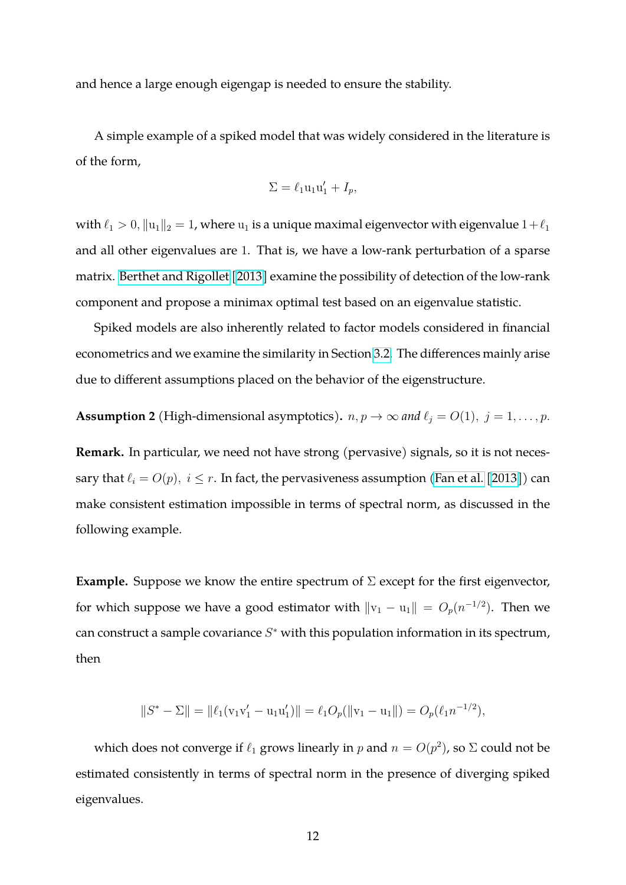and hence a large enough eigengap is needed to ensure the stability.

A simple example of a spiked model that was widely considered in the literature is of the form,

$$\Sigma = \ell_1 \mathrm{u}_1 \mathrm{u}_1' + I_p,$$

with $\ell_1 > 0, \|\mathrm{u}_1\|_2 = 1$, where $\mathrm{u}_1$ is a unique maximal eigenvector with eigenvalue $1 + \ell_1$ and all other eigenvalues are $1$. That is, we have a low-rank perturbation of a sparse matrix. Berthet and Rigollet [2013] examine the possibility of detection of the low-rank component and propose a minimax optimal test based on an eigenvalue statistic.

Spiked models are also inherently related to factor models considered in financial econometrics and we examine the similarity in Section 3.2. The differences mainly arise due to different assumptions placed on the behavior of the eigenstructure.

**Assumption 2** (High-dimensional asymptotics)**.** *$n, p \to \infty$ and $\ell_j = O(1), \ j = 1, \ldots, p$.*

**Remark.** In particular, we need not have strong (pervasive) signals, so it is not necessary that $\ell_i = O(p), \ i \leq r$. In fact, the pervasiveness assumption (Fan et al. [2013]) can make consistent estimation impossible in terms of spectral norm, as discussed in the following example.

**Example.** Suppose we know the entire spectrum of $\Sigma$ except for the first eigenvector, for which suppose we have a good estimator with $\|\mathrm{v}_1 - \mathrm{u}_1\| = O_p(n^{-1/2})$. Then we can construct a sample covariance $S^*$ with this population information in its spectrum, then

$$\|S^* - \Sigma\| = \|\ell_1(\mathrm{v}_1\mathrm{v}_1' - \mathrm{u}_1\mathrm{u}_1')\| = \ell_1 O_p(\|\mathrm{v}_1 - \mathrm{u}_1\|) = O_p(\ell_1 n^{-1/2}),$$

which does not converge if $\ell_1$ grows linearly in $p$ and $n = O(p^2)$, so $\Sigma$ could not be estimated consistently in terms of spectral norm in the presence of diverging spiked eigenvalues.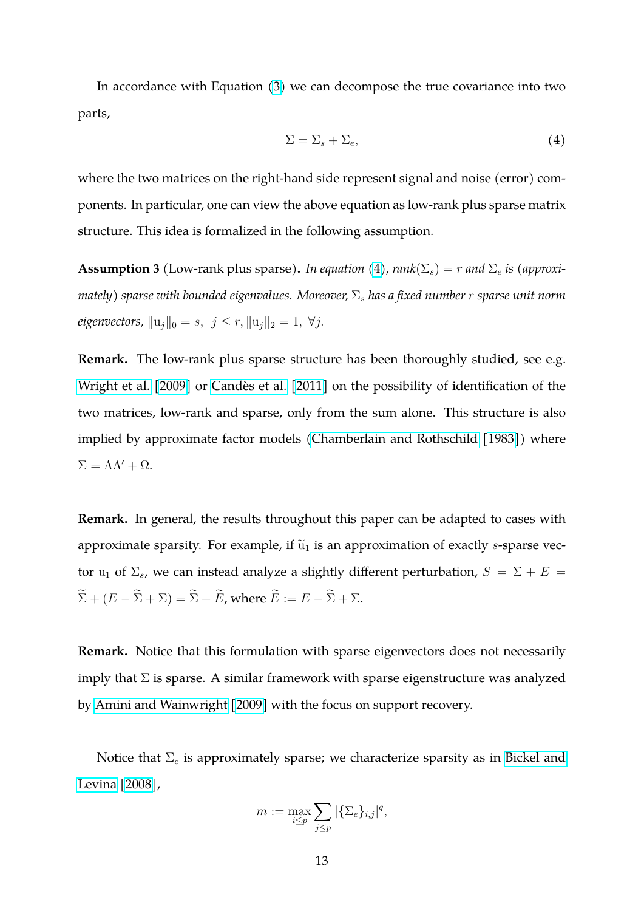In accordance with Equation (3) we can decompose the true covariance into two parts,

$$\Sigma = \Sigma_s + \Sigma_e, \tag{4}$$

where the two matrices on the right-hand side represent signal and noise (error) components. In particular, one can view the above equation as low-rank plus sparse matrix structure. This idea is formalized in the following assumption.

**Assumption 3** (Low-rank plus sparse)**.** *In equation (4), rank($\Sigma_s$) $= r$ and $\Sigma_e$ is (approximately) sparse with bounded eigenvalues. Moreover, $\Sigma_s$ has a fixed number $r$ sparse unit norm eigenvectors, $\|\mathrm{u}_j\|_0 = s,\ j \leq r, \|\mathrm{u}_j\|_2 = 1,\ \forall j$.*

**Remark.** The low-rank plus sparse structure has been thoroughly studied, see e.g. Wright et al. [2009] or Candès et al. [2011] on the possibility of identification of the two matrices, low-rank and sparse, only from the sum alone. This structure is also implied by approximate factor models (Chamberlain and Rothschild [1983]) where $\Sigma = \Lambda\Lambda' + \Omega$.

**Remark.** In general, the results throughout this paper can be adapted to cases with approximate sparsity. For example, if $\widetilde{\mathrm{u}}_1$ is an approximation of exactly $s$-sparse vector $\mathrm{u}_1$ of $\Sigma_s$, we can instead analyze a slightly different perturbation, $S = \Sigma + E = \widetilde{\Sigma} + (E - \widetilde{\Sigma} + \Sigma) = \widetilde{\Sigma} + \widetilde{E}$, where $\widetilde{E} := E - \widetilde{\Sigma} + \Sigma$.

**Remark.** Notice that this formulation with sparse eigenvectors does not necessarily imply that $\Sigma$ is sparse. A similar framework with sparse eigenstructure was analyzed by Amini and Wainwright [2009] with the focus on support recovery.

Notice that $\Sigma_e$ is approximately sparse; we characterize sparsity as in Bickel and Levina [2008],

$$m := \max_{i \leq p} \sum_{j \leq p} |\{\Sigma_e\}_{i,j}|^q,$$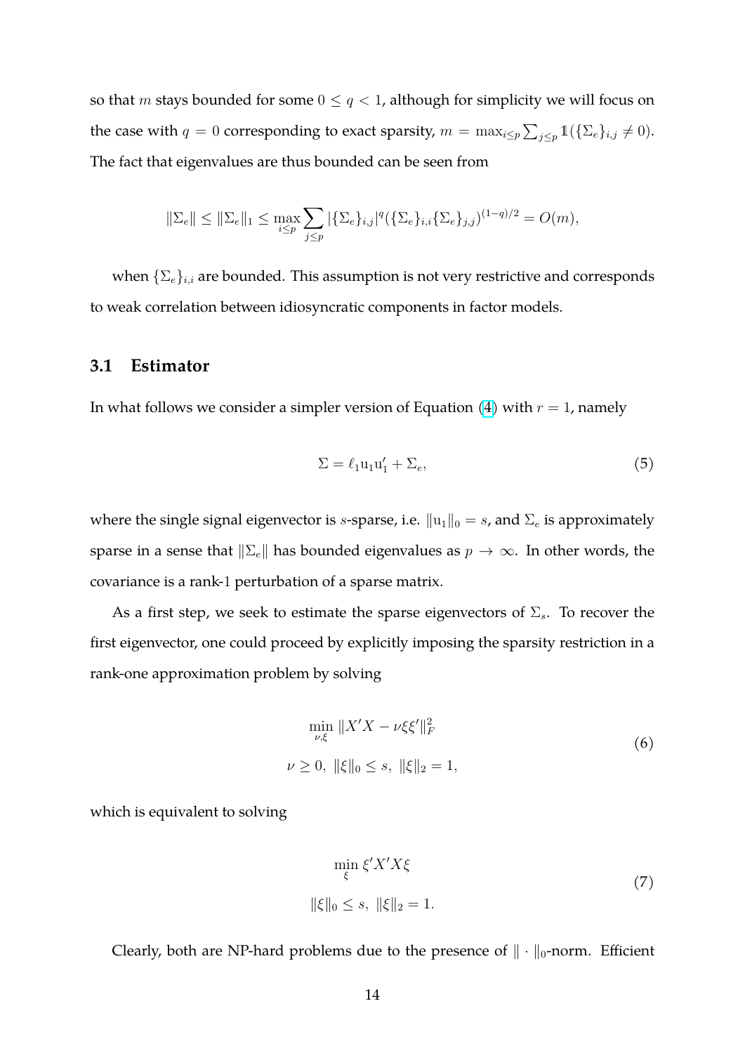so that $m$ stays bounded for some $0 \leq q < 1$, although for simplicity we will focus on the case with $q = 0$ corresponding to exact sparsity, $m = \max_{i \leq p} \sum_{j \leq p} \mathbb{1}(\{\Sigma_e\}_{i,j} \neq 0)$. The fact that eigenvalues are thus bounded can be seen from

$$\|\Sigma_e\| \leq \|\Sigma_e\|_1 \leq \max_{i \leq p} \sum_{j \leq p} |\{\Sigma_e\}_{i,j}|^q (\{\Sigma_e\}_{i,i} \{\Sigma_e\}_{j,j})^{(1-q)/2} = O(m),$$

when $\{\Sigma_e\}_{i,i}$ are bounded. This assumption is not very restrictive and corresponds to weak correlation between idiosyncratic components in factor models.

### 3.1 Estimator

In what follows we consider a simpler version of Equation (4) with $r = 1$, namely

$$\Sigma = \ell_1 \mathrm{u}_1 \mathrm{u}_1' + \Sigma_e, \tag{5}$$

where the single signal eigenvector is $s$-sparse, i.e. $\|\mathrm{u}_1\|_0 = s$, and $\Sigma_e$ is approximately sparse in a sense that $\|\Sigma_e\|$ has bounded eigenvalues as $p \to \infty$. In other words, the covariance is a rank-1 perturbation of a sparse matrix.

As a first step, we seek to estimate the sparse eigenvectors of $\Sigma_s$. To recover the first eigenvector, one could proceed by explicitly imposing the sparsity restriction in a rank-one approximation problem by solving

$$\begin{aligned} &\min_{\nu, \xi} \|X'X - \nu \xi \xi'\|_F^2 \\ &\nu \geq 0, \ \|\xi\|_0 \leq s, \ \|\xi\|_2 = 1, \end{aligned} \tag{6}$$

which is equivalent to solving

$$\begin{aligned} &\min_{\xi} \xi' X' X \xi \\ &\|\xi\|_0 \leq s, \ \|\xi\|_2 = 1. \end{aligned} \tag{7}$$

Clearly, both are NP-hard problems due to the presence of $\|\cdot\|_0$-norm. Efficient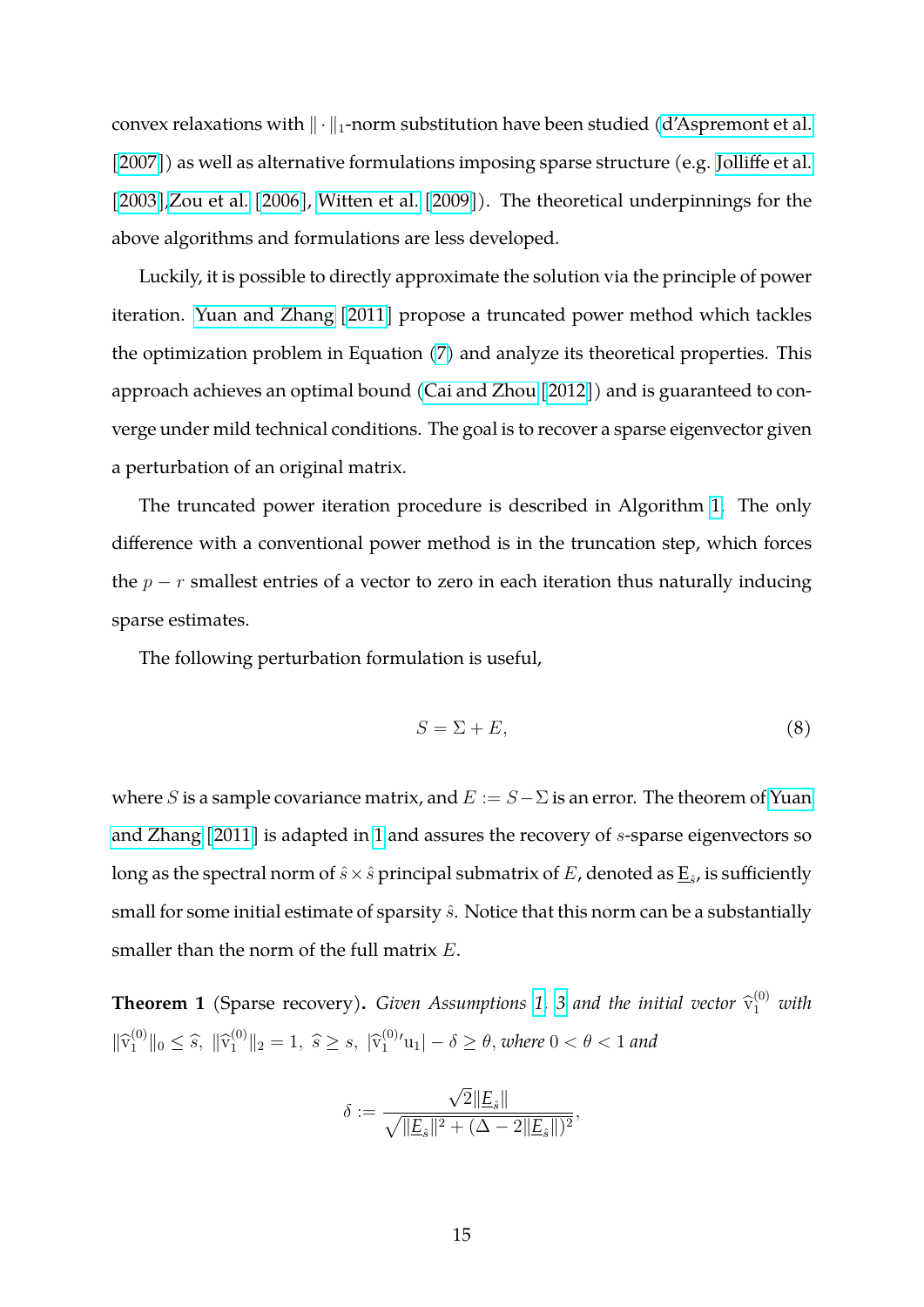convex relaxations with $\| \cdot \|_1$-norm substitution have been studied (d'Aspremont et al. [2007]) as well as alternative formulations imposing sparse structure (e.g. Jolliffe et al. [2003],Zou et al. [2006], Witten et al. [2009]). The theoretical underpinnings for the above algorithms and formulations are less developed.

Luckily, it is possible to directly approximate the solution via the principle of power iteration. Yuan and Zhang [2011] propose a truncated power method which tackles the optimization problem in Equation (7) and analyze its theoretical properties. This approach achieves an optimal bound (Cai and Zhou [2012]) and is guaranteed to converge under mild technical conditions. The goal is to recover a sparse eigenvector given a perturbation of an original matrix.

The truncated power iteration procedure is described in Algorithm 1. The only difference with a conventional power method is in the truncation step, which forces the $p - r$ smallest entries of a vector to zero in each iteration thus naturally inducing sparse estimates.

The following perturbation formulation is useful,

$$S = \Sigma + E, \tag{8}$$

where $S$ is a sample covariance matrix, and $E := S - \Sigma$ is an error. The theorem of Yuan and Zhang [2011] is adapted in 1 and assures the recovery of $s$-sparse eigenvectors so long as the spectral norm of $\hat{s} \times \hat{s}$ principal submatrix of $E$, denoted as $\underline{E}_{\hat{s}}$, is sufficiently small for some initial estimate of sparsity $\hat{s}$. Notice that this norm can be a substantially smaller than the norm of the full matrix $E$.

**Theorem 1** (Sparse recovery)**.** *Given Assumptions 1, 3 and the initial vector $\widehat{\mathrm{v}}_1^{(0)}$ with $\|\widehat{\mathrm{v}}_1^{(0)}\|_0 \leq \widehat{s},\ \|\widehat{\mathrm{v}}_1^{(0)}\|_2 = 1,\ \widehat{s} \geq s,\ |\widehat{\mathrm{v}}_1^{(0)\prime}\mathrm{u}_1| - \delta \geq \theta$, where $0 < \theta < 1$ and*

$$\delta := \frac{\sqrt{2}\|\underline{E}_{\hat{s}}\|}{\sqrt{\|\underline{E}_{\hat{s}}\|^2 + (\Delta - 2\|\underline{E}_{\hat{s}}\|)^2}},$$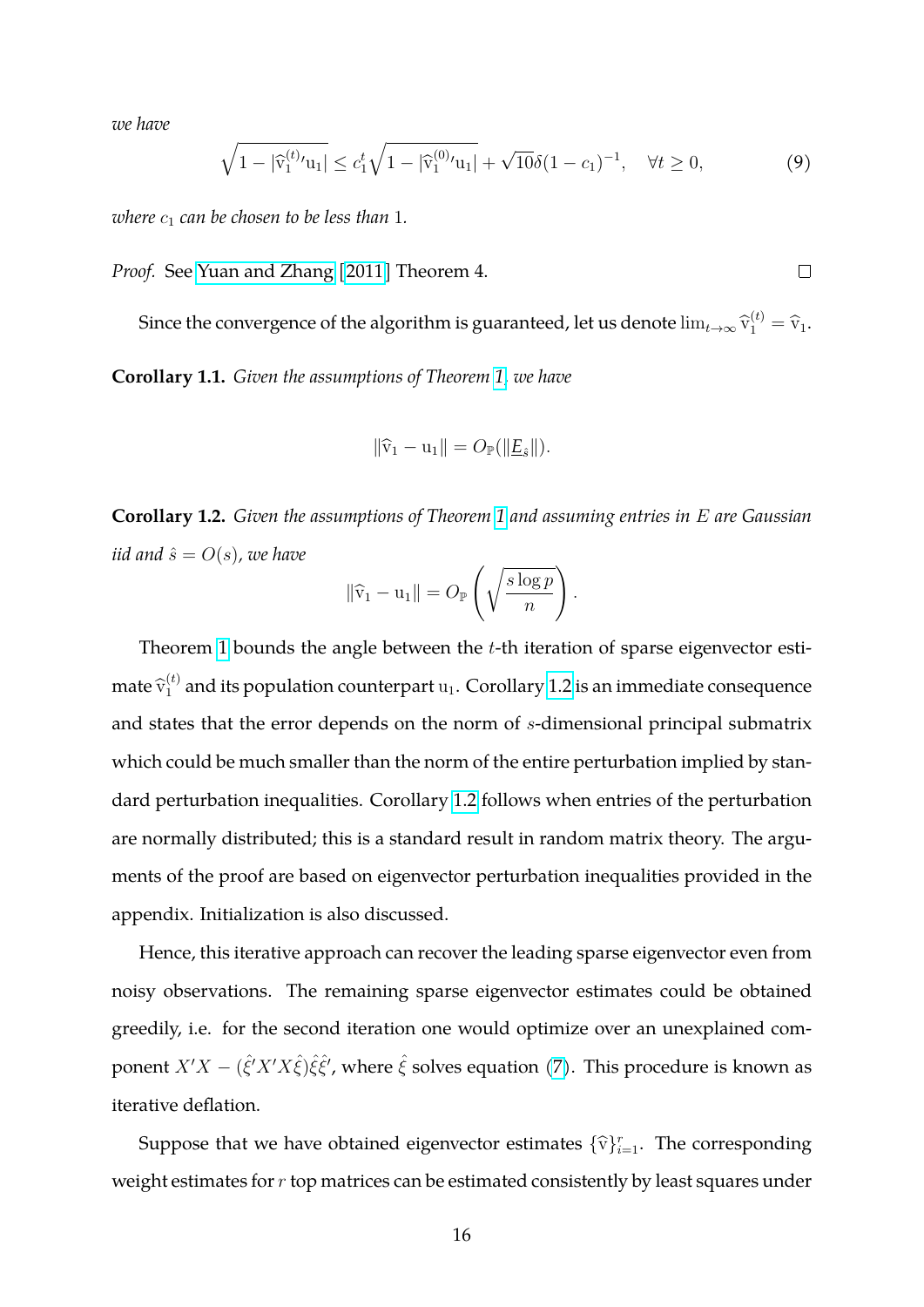*we have*

$$\sqrt{1 - |\widehat{\mathrm{v}}_1^{(t)\prime}\mathrm{u}_1|} \leq c_1^t \sqrt{1 - |\widehat{\mathrm{v}}_1^{(0)\prime}\mathrm{u}_1|} + \sqrt{10}\delta(1-c_1)^{-1}, \quad \forall t \geq 0, \tag{9}$$

*where $c_1$ can be chosen to be less than 1.*

*Proof.* See Yuan and Zhang [2011] Theorem 4. □

Since the convergence of the algorithm is guaranteed, let us denote $\lim_{t\to\infty} \widehat{\mathrm{v}}_1^{(t)} = \widehat{\mathrm{v}}_1$.

**Corollary 1.1.** *Given the assumptions of Theorem 1, we have*

$$\|\widehat{\mathrm{v}}_1 - \mathrm{u}_1\| = O_{\mathbb{P}}(\|\underline{E}_{\hat{s}}\|).$$

**Corollary 1.2.** *Given the assumptions of Theorem 1 and assuming entries in $E$ are Gaussian iid and $\hat{s} = O(s)$, we have*

$$\|\widehat{\mathrm{v}}_1 - \mathrm{u}_1\| = O_{\mathbb{P}}\left(\sqrt{\frac{s \log p}{n}}\right).$$

Theorem 1 bounds the angle between the $t$-th iteration of sparse eigenvector estimate $\widehat{\mathrm{v}}_1^{(t)}$ and its population counterpart $\mathrm{u}_1$. Corollary 1.2 is an immediate consequence and states that the error depends on the norm of $s$-dimensional principal submatrix which could be much smaller than the norm of the entire perturbation implied by standard perturbation inequalities. Corollary 1.2 follows when entries of the perturbation are normally distributed; this is a standard result in random matrix theory. The arguments of the proof are based on eigenvector perturbation inequalities provided in the appendix. Initialization is also discussed.

Hence, this iterative approach can recover the leading sparse eigenvector even from noisy observations. The remaining sparse eigenvector estimates could be obtained greedily, i.e. for the second iteration one would optimize over an unexplained component $X'X - (\hat{\xi}'X'X\hat{\xi})\hat{\xi}\hat{\xi}'$, where $\hat{\xi}$ solves equation (7). This procedure is known as iterative deflation.

Suppose that we have obtained eigenvector estimates $\{\widehat{\mathrm{v}}\}_{i=1}^r$. The corresponding weight estimates for $r$ top matrices can be estimated consistently by least squares under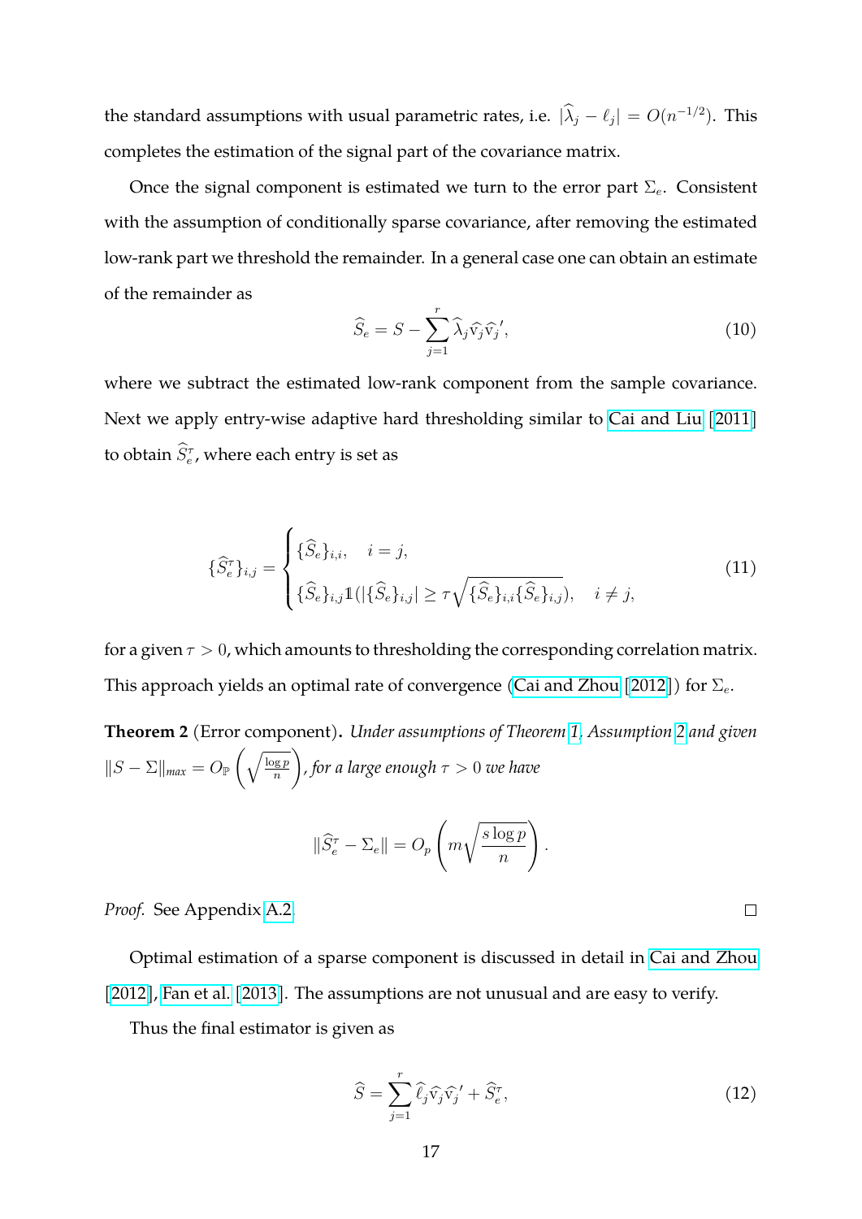the standard assumptions with usual parametric rates, i.e. $|\widehat{\lambda}_j - \ell_j| = O(n^{-1/2})$. This completes the estimation of the signal part of the covariance matrix.

Once the signal component is estimated we turn to the error part $\Sigma_e$. Consistent with the assumption of conditionally sparse covariance, after removing the estimated low-rank part we threshold the remainder. In a general case one can obtain an estimate of the remainder as

$$\widehat{S}_e = S - \sum_{j=1}^{r} \widehat{\lambda}_j \widehat{\mathrm{v}}_j \widehat{\mathrm{v}}_j{}', \tag{10}$$

where we subtract the estimated low-rank component from the sample covariance. Next we apply entry-wise adaptive hard thresholding similar to Cai and Liu [2011] to obtain $\widehat{S}_e^{\tau}$, where each entry is set as

$$\{\widehat{S}_e^{\tau}\}_{i,j} = \begin{cases} \{\widehat{S}_e\}_{i,i}, & i = j, \\ \{\widehat{S}_e\}_{i,j} \mathbb{1}(|\{\widehat{S}_e\}_{i,j}| \geq \tau \sqrt{\{\widehat{S}_e\}_{i,i}\{\widehat{S}_e\}_{i,j}}), & i \neq j, \end{cases} \tag{11}$$

for a given $\tau > 0$, which amounts to thresholding the corresponding correlation matrix. This approach yields an optimal rate of convergence (Cai and Zhou [2012]) for $\Sigma_e$.

**Theorem 2** (Error component)**.** *Under assumptions of Theorem 1, Assumption 2 and given* $\|S - \Sigma\|_{max} = O_{\mathbb{P}}\left(\sqrt{\frac{\log p}{n}}\right)$*, for a large enough* $\tau > 0$ *we have*

$$\|\widehat{S}_e^{\tau} - \Sigma_e\| = O_p\left(m\sqrt{\frac{s \log p}{n}}\right).$$

*Proof.* See Appendix A.2. □

Optimal estimation of a sparse component is discussed in detail in Cai and Zhou [2012], Fan et al. [2013]. The assumptions are not unusual and are easy to verify.

Thus the final estimator is given as

$$\widehat{S} = \sum_{j=1}^{r} \widehat{\ell}_j \widehat{\mathrm{v}}_j \widehat{\mathrm{v}}_j{}' + \widehat{S}_e^{\tau}, \tag{12}$$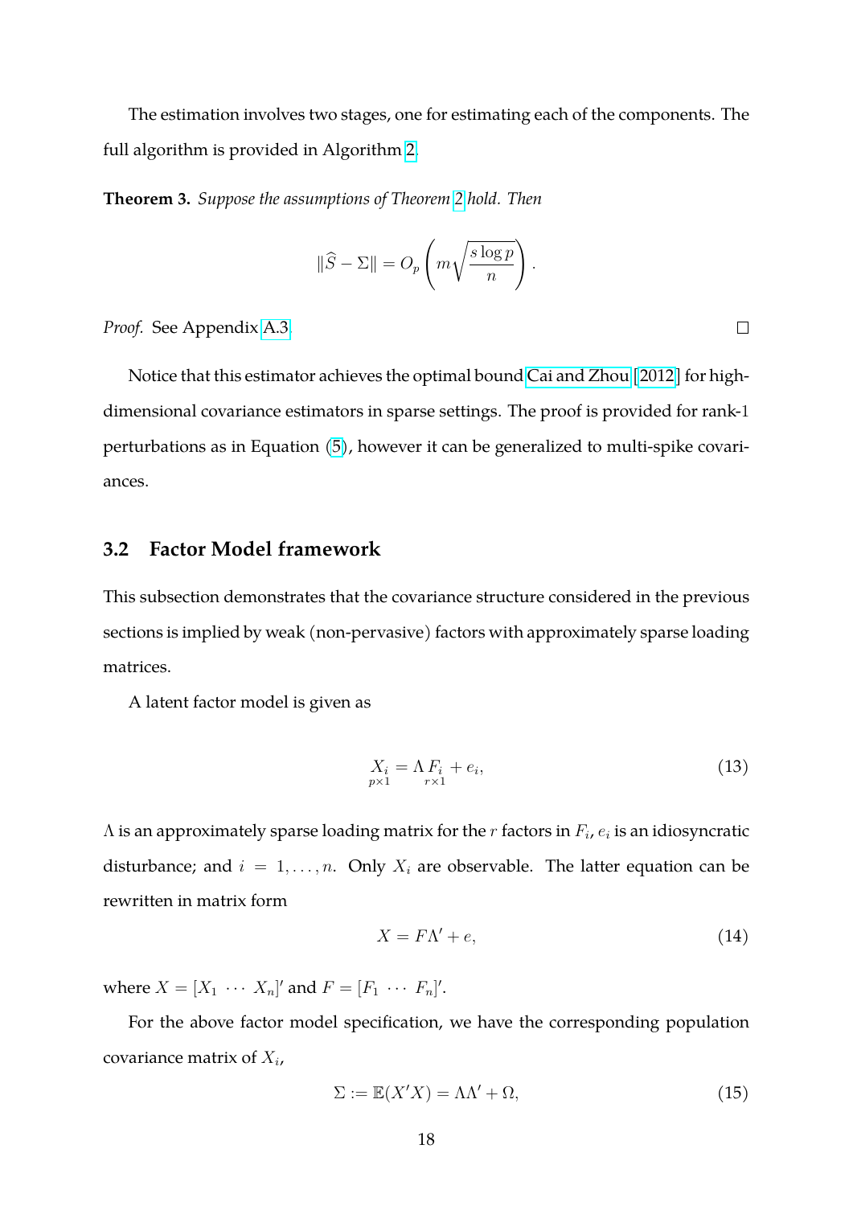The estimation involves two stages, one for estimating each of the components. The full algorithm is provided in Algorithm 2.

**Theorem 3.** *Suppose the assumptions of Theorem 2 hold. Then*

$$\|\widehat{S} - \Sigma\| = O_p\left(m\sqrt{\frac{s\log p}{n}}\right).$$

*Proof.* See Appendix A.3. □

Notice that this estimator achieves the optimal bound Cai and Zhou [2012] for high-dimensional covariance estimators in sparse settings. The proof is provided for rank-1 perturbations as in Equation (5), however it can be generalized to multi-spike covariances.

## 3.2 Factor Model framework

This subsection demonstrates that the covariance structure considered in the previous sections is implied by weak (non-pervasive) factors with approximately sparse loading matrices.

A latent factor model is given as

$$\underset{p\times 1}{X_i} = \Lambda \underset{r\times 1}{F_i} + e_i, \tag{13}$$

$\Lambda$ is an approximately sparse loading matrix for the $r$ factors in $F_i$, $e_i$ is an idiosyncratic disturbance; and $i = 1, \ldots, n$. Only $X_i$ are observable. The latter equation can be rewritten in matrix form

$$X = F\Lambda' + e, \tag{14}$$

where $X = [X_1 \ \cdots \ X_n]'$ and $F = [F_1 \ \cdots \ F_n]'$.

For the above factor model specification, we have the corresponding population covariance matrix of $X_i$,

$$\Sigma := \mathbb{E}(X'X) = \Lambda\Lambda' + \Omega, \tag{15}$$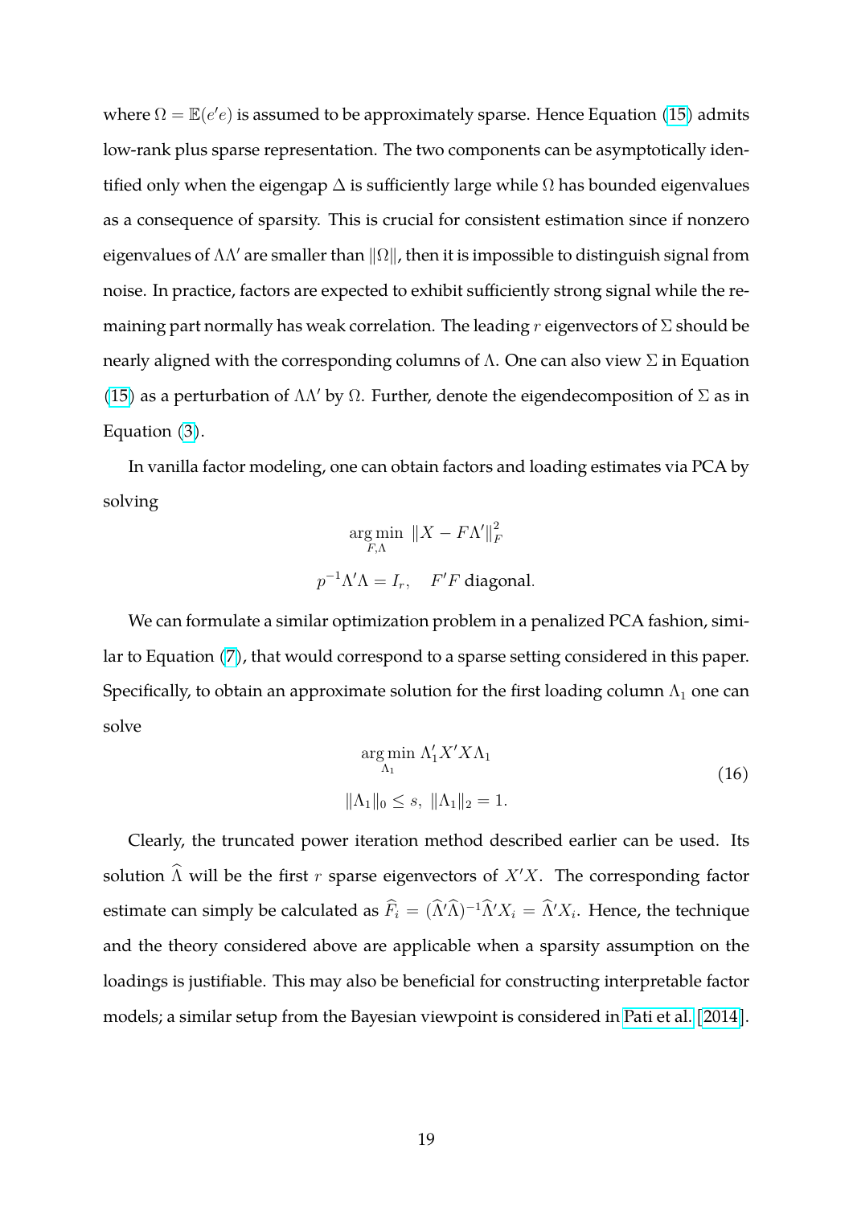where $\Omega = \mathbb{E}(e'e)$ is assumed to be approximately sparse. Hence Equation (15) admits low-rank plus sparse representation. The two components can be asymptotically identified only when the eigengap $\Delta$ is sufficiently large while $\Omega$ has bounded eigenvalues as a consequence of sparsity. This is crucial for consistent estimation since if nonzero eigenvalues of $\Lambda\Lambda'$ are smaller than $\|\Omega\|$, then it is impossible to distinguish signal from noise. In practice, factors are expected to exhibit sufficiently strong signal while the remaining part normally has weak correlation. The leading $r$ eigenvectors of $\Sigma$ should be nearly aligned with the corresponding columns of $\Lambda$. One can also view $\Sigma$ in Equation (15) as a perturbation of $\Lambda\Lambda'$ by $\Omega$. Further, denote the eigendecomposition of $\Sigma$ as in Equation (3).

In vanilla factor modeling, one can obtain factors and loading estimates via PCA by solving

$$
\begin{gathered}
\underset{F,\Lambda}{\arg\min}\ \|X - F\Lambda'\|_F^2 \\
p^{-1}\Lambda'\Lambda = I_r, \quad F'F \text{ diagonal}.
\end{gathered}
$$

We can formulate a similar optimization problem in a penalized PCA fashion, similar to Equation (7), that would correspond to a sparse setting considered in this paper. Specifically, to obtain an approximate solution for the first loading column $\Lambda_1$ one can solve

$$
\begin{gathered}
\underset{\Lambda_1}{\arg\min}\ \Lambda_1' X' X \Lambda_1 \\
\|\Lambda_1\|_0 \leq s,\ \|\Lambda_1\|_2 = 1.
\end{gathered}
\tag{16}
$$

Clearly, the truncated power iteration method described earlier can be used. Its solution $\widehat{\Lambda}$ will be the first $r$ sparse eigenvectors of $X'X$. The corresponding factor estimate can simply be calculated as $\widehat{F}_i = (\widehat{\Lambda}'\widehat{\Lambda})^{-1}\widehat{\Lambda}' X_i = \widehat{\Lambda}' X_i$. Hence, the technique and the theory considered above are applicable when a sparsity assumption on the loadings is justifiable. This may also be beneficial for constructing interpretable factor models; a similar setup from the Bayesian viewpoint is considered in Pati et al. [2014].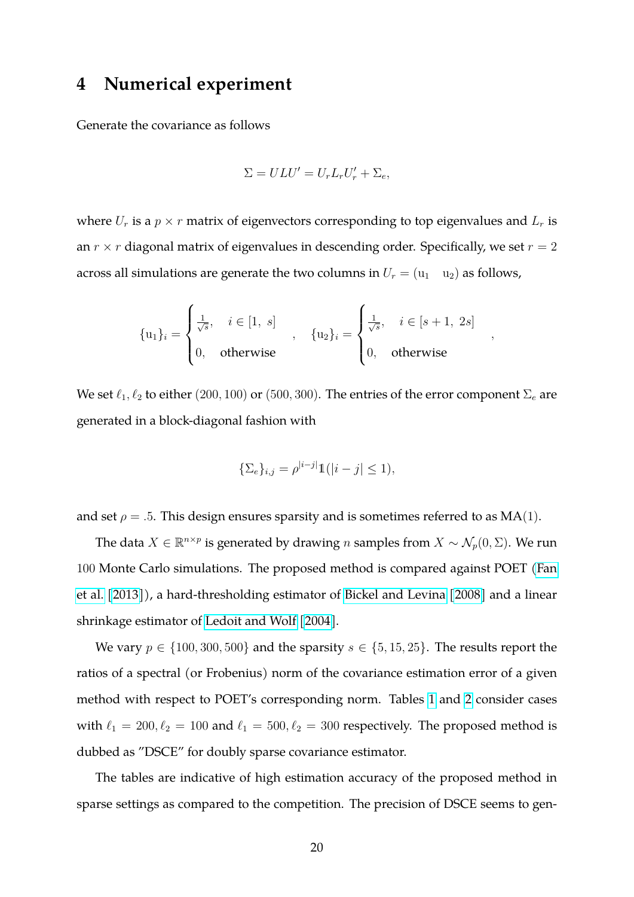# 4 Numerical experiment

Generate the covariance as follows

$$\Sigma = ULU' = U_r L_r U_r' + \Sigma_e,$$

where $U_r$ is a $p \times r$ matrix of eigenvectors corresponding to top eigenvalues and $L_r$ is an $r \times r$ diagonal matrix of eigenvalues in descending order. Specifically, we set $r = 2$ across all simulations are generate the two columns in $U_r = (\mathrm{u}_1 \quad \mathrm{u}_2)$ as follows,

$$\{\mathrm{u}_1\}_i = \begin{cases} \frac{1}{\sqrt{s}}, & i \in [1,\ s] \\ 0, & \text{otherwise} \end{cases}, \quad \{\mathrm{u}_2\}_i = \begin{cases} \frac{1}{\sqrt{s}}, & i \in [s+1,\ 2s] \\ 0, & \text{otherwise} \end{cases},$$

We set $\ell_1, \ell_2$ to either $(200, 100)$ or $(500, 300)$. The entries of the error component $\Sigma_e$ are generated in a block-diagonal fashion with

$$\{\Sigma_e\}_{i,j} = \rho^{|i-j|}\mathbb{1}(|i-j| \leq 1),$$

and set $\rho = .5$. This design ensures sparsity and is sometimes referred to as MA(1).

The data $X \in \mathbb{R}^{n \times p}$ is generated by drawing $n$ samples from $X \sim \mathcal{N}_p(0, \Sigma)$. We run 100 Monte Carlo simulations. The proposed method is compared against POET (Fan et al. [2013]), a hard-thresholding estimator of Bickel and Levina [2008] and a linear shrinkage estimator of Ledoit and Wolf [2004].

We vary $p \in \{100, 300, 500\}$ and the sparsity $s \in \{5, 15, 25\}$. The results report the ratios of a spectral (or Frobenius) norm of the covariance estimation error of a given method with respect to POET's corresponding norm. Tables 1 and 2 consider cases with $\ell_1 = 200, \ell_2 = 100$ and $\ell_1 = 500, \ell_2 = 300$ respectively. The proposed method is dubbed as "DSCE" for doubly sparse covariance estimator.

The tables are indicative of high estimation accuracy of the proposed method in sparse settings as compared to the competition. The precision of DSCE seems to gen-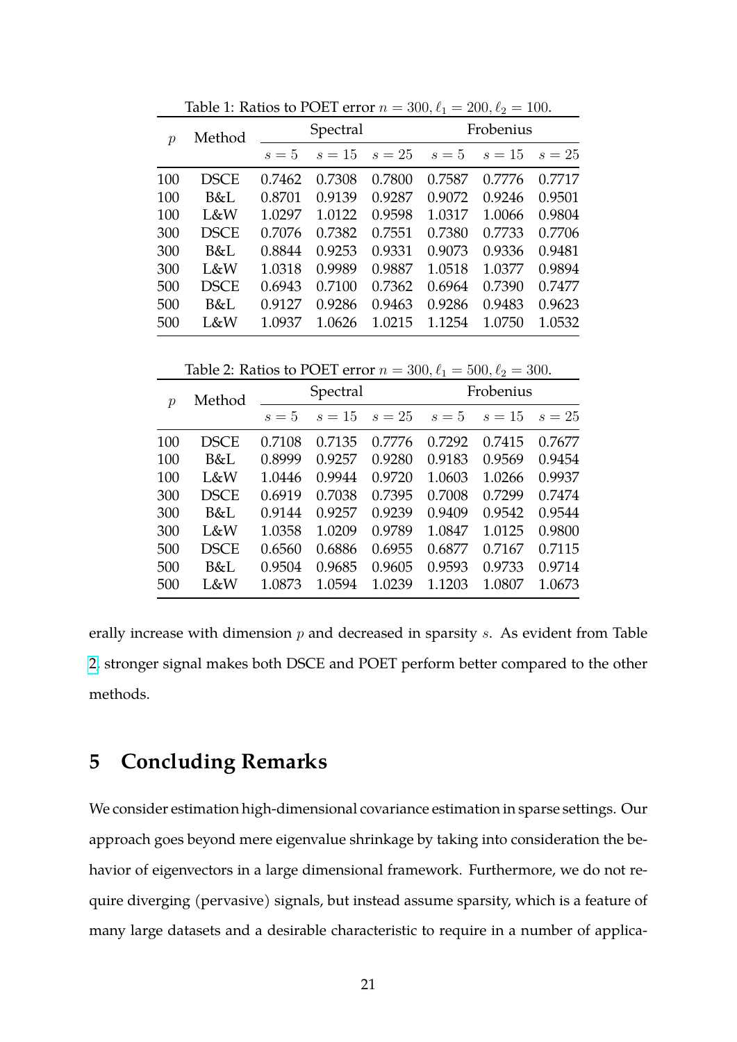Table 1: Ratios to POET error $n = 300, \ell_1 = 200, \ell_2 = 100$.

| $p$ | Method | Spectral | | | Frobenius | | |
|---|---|---|---|---|---|---|---|
| | | $s = 5$ | $s = 15$ | $s = 25$ | $s = 5$ | $s = 15$ | $s = 25$ |
| 100 | DSCE | 0.7462 | 0.7308 | 0.7800 | 0.7587 | 0.7776 | 0.7717 |
| 100 | B&L | 0.8701 | 0.9139 | 0.9287 | 0.9072 | 0.9246 | 0.9501 |
| 100 | L&W | 1.0297 | 1.0122 | 0.9598 | 1.0317 | 1.0066 | 0.9804 |
| 300 | DSCE | 0.7076 | 0.7382 | 0.7551 | 0.7380 | 0.7733 | 0.7706 |
| 300 | B&L | 0.8844 | 0.9253 | 0.9331 | 0.9073 | 0.9336 | 0.9481 |
| 300 | L&W | 1.0318 | 0.9989 | 0.9887 | 1.0518 | 1.0377 | 0.9894 |
| 500 | DSCE | 0.6943 | 0.7100 | 0.7362 | 0.6964 | 0.7390 | 0.7477 |
| 500 | B&L | 0.9127 | 0.9286 | 0.9463 | 0.9286 | 0.9483 | 0.9623 |
| 500 | L&W | 1.0937 | 1.0626 | 1.0215 | 1.1254 | 1.0750 | 1.0532 |

Table 2: Ratios to POET error $n = 300, \ell_1 = 500, \ell_2 = 300$.

| $p$ | Method | Spectral | | | Frobenius | | |
|---|---|---|---|---|---|---|---|
| | | $s = 5$ | $s = 15$ | $s = 25$ | $s = 5$ | $s = 15$ | $s = 25$ |
| 100 | DSCE | 0.7108 | 0.7135 | 0.7776 | 0.7292 | 0.7415 | 0.7677 |
| 100 | B&L | 0.8999 | 0.9257 | 0.9280 | 0.9183 | 0.9569 | 0.9454 |
| 100 | L&W | 1.0446 | 0.9944 | 0.9720 | 1.0603 | 1.0266 | 0.9937 |
| 300 | DSCE | 0.6919 | 0.7038 | 0.7395 | 0.7008 | 0.7299 | 0.7474 |
| 300 | B&L | 0.9144 | 0.9257 | 0.9239 | 0.9409 | 0.9542 | 0.9544 |
| 300 | L&W | 1.0358 | 1.0209 | 0.9789 | 1.0847 | 1.0125 | 0.9800 |
| 500 | DSCE | 0.6560 | 0.6886 | 0.6955 | 0.6877 | 0.7167 | 0.7115 |
| 500 | B&L | 0.9504 | 0.9685 | 0.9605 | 0.9593 | 0.9733 | 0.9714 |
| 500 | L&W | 1.0873 | 1.0594 | 1.0239 | 1.1203 | 1.0807 | 1.0673 |

erally increase with dimension $p$ and decreased in sparsity $s$. As evident from Table 2, stronger signal makes both DSCE and POET perform better compared to the other methods.

# 5 Concluding Remarks

We consider estimation high-dimensional covariance estimation in sparse settings. Our approach goes beyond mere eigenvalue shrinkage by taking into consideration the behavior of eigenvectors in a large dimensional framework. Furthermore, we do not require diverging (pervasive) signals, but instead assume sparsity, which is a feature of many large datasets and a desirable characteristic to require in a number of applica-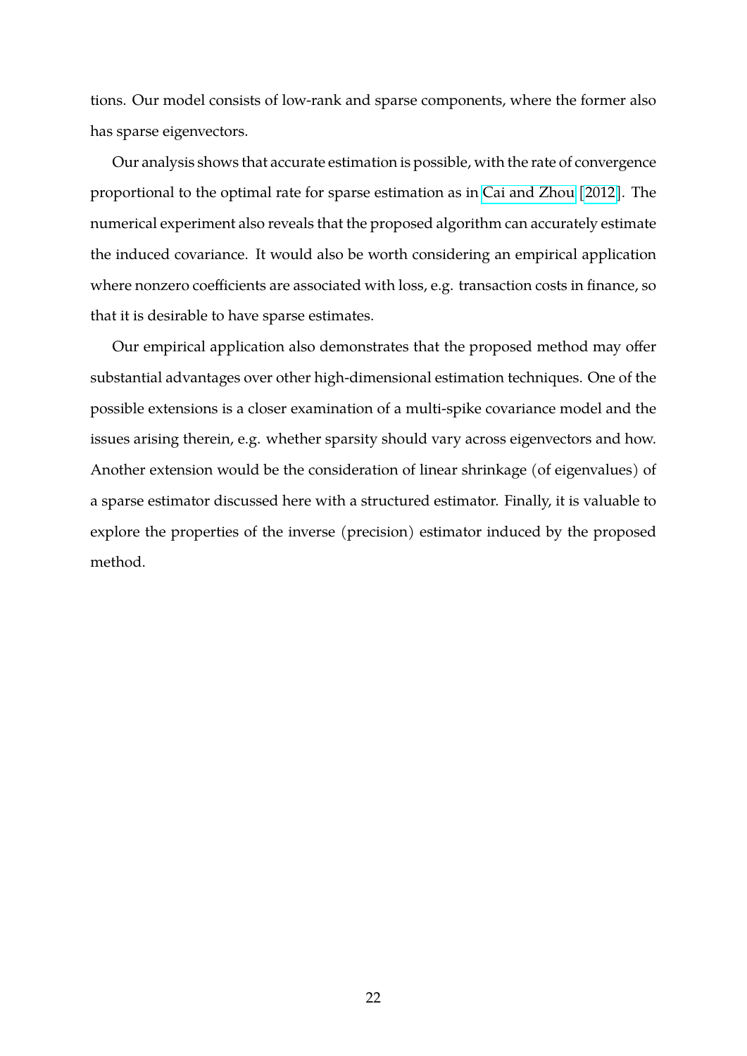tions. Our model consists of low-rank and sparse components, where the former also has sparse eigenvectors.

Our analysis shows that accurate estimation is possible, with the rate of convergence proportional to the optimal rate for sparse estimation as in Cai and Zhou [2012]. The numerical experiment also reveals that the proposed algorithm can accurately estimate the induced covariance. It would also be worth considering an empirical application where nonzero coefficients are associated with loss, e.g. transaction costs in finance, so that it is desirable to have sparse estimates.

Our empirical application also demonstrates that the proposed method may offer substantial advantages over other high-dimensional estimation techniques. One of the possible extensions is a closer examination of a multi-spike covariance model and the issues arising therein, e.g. whether sparsity should vary across eigenvectors and how. Another extension would be the consideration of linear shrinkage (of eigenvalues) of a sparse estimator discussed here with a structured estimator. Finally, it is valuable to explore the properties of the inverse (precision) estimator induced by the proposed method.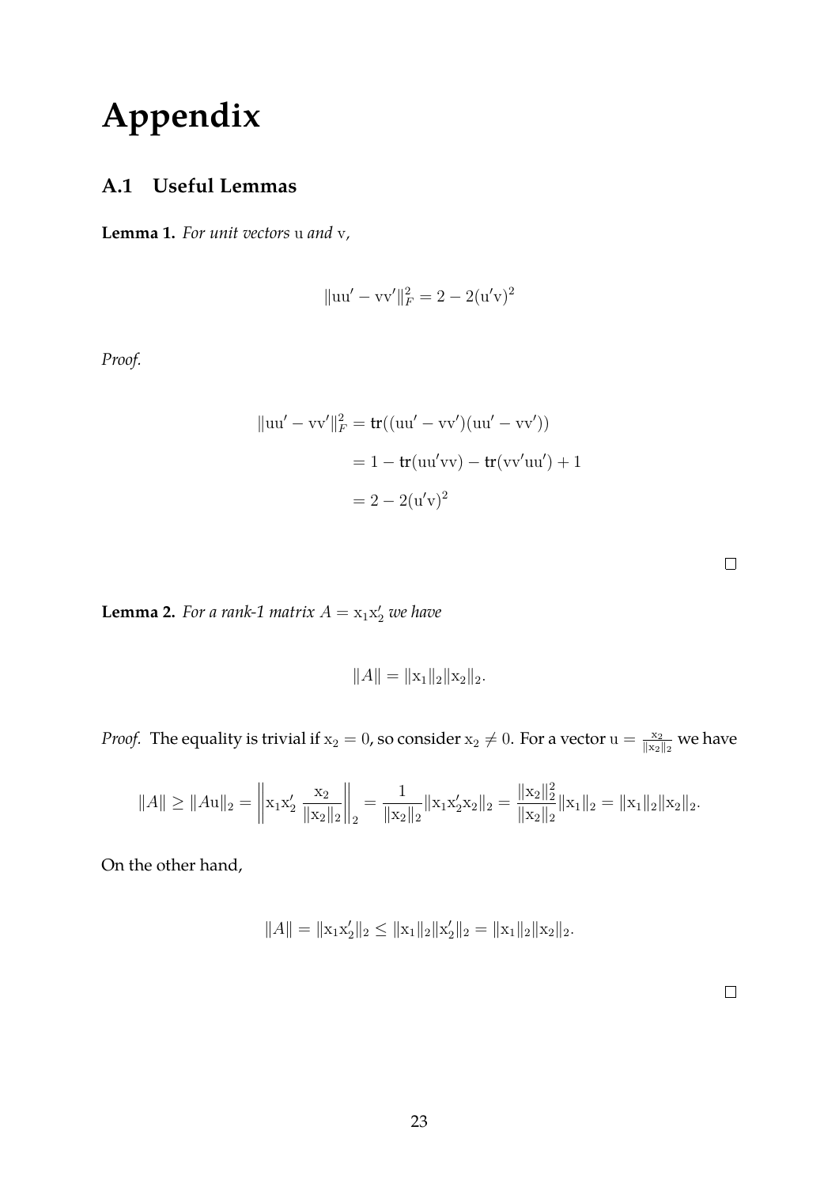# Appendix

## A.1 Useful Lemmas

**Lemma 1.** *For unit vectors* $\mathrm{u}$ *and* $\mathrm{v}$*,*

$$\|\mathrm{uu}' - \mathrm{vv}'\|_F^2 = 2 - 2(\mathrm{u}'\mathrm{v})^2$$

*Proof.*

$$\begin{aligned}
\|\mathrm{uu}' - \mathrm{vv}'\|_F^2 &= \mathsf{tr}((\mathrm{uu}' - \mathrm{vv}')(\mathrm{uu}' - \mathrm{vv}')) \\
&= 1 - \mathsf{tr}(\mathrm{uu}'\mathrm{vv}) - \mathsf{tr}(\mathrm{vv}'\mathrm{uu}') + 1 \\
&= 2 - 2(\mathrm{u}'\mathrm{v})^2
\end{aligned}$$

$\square$

**Lemma 2.** *For a rank-1 matrix* $A = \mathrm{x}_1\mathrm{x}_2'$ *we have*

$$\|A\| = \|\mathrm{x}_1\|_2\|\mathrm{x}_2\|_2.$$

*Proof.* The equality is trivial if $\mathrm{x}_2 = 0$, so consider $\mathrm{x}_2 \neq 0$. For a vector $\mathrm{u} = \frac{\mathrm{x}_2}{\|\mathrm{x}_2\|_2}$ we have

$$\|A\| \geq \|A\mathrm{u}\|_2 = \left\|\mathrm{x}_1\mathrm{x}_2' \frac{\mathrm{x}_2}{\|\mathrm{x}_2\|_2}\right\|_2 = \frac{1}{\|\mathrm{x}_2\|_2}\|\mathrm{x}_1\mathrm{x}_2'\mathrm{x}_2\|_2 = \frac{\|\mathrm{x}_2\|_2^2}{\|\mathrm{x}_2\|_2}\|\mathrm{x}_1\|_2 = \|\mathrm{x}_1\|_2\|\mathrm{x}_2\|_2.$$

On the other hand,

$$\|A\| = \|\mathrm{x}_1\mathrm{x}_2'\|_2 \leq \|\mathrm{x}_1\|_2\|\mathrm{x}_2'\|_2 = \|\mathrm{x}_1\|_2\|\mathrm{x}_2\|_2.$$

$\square$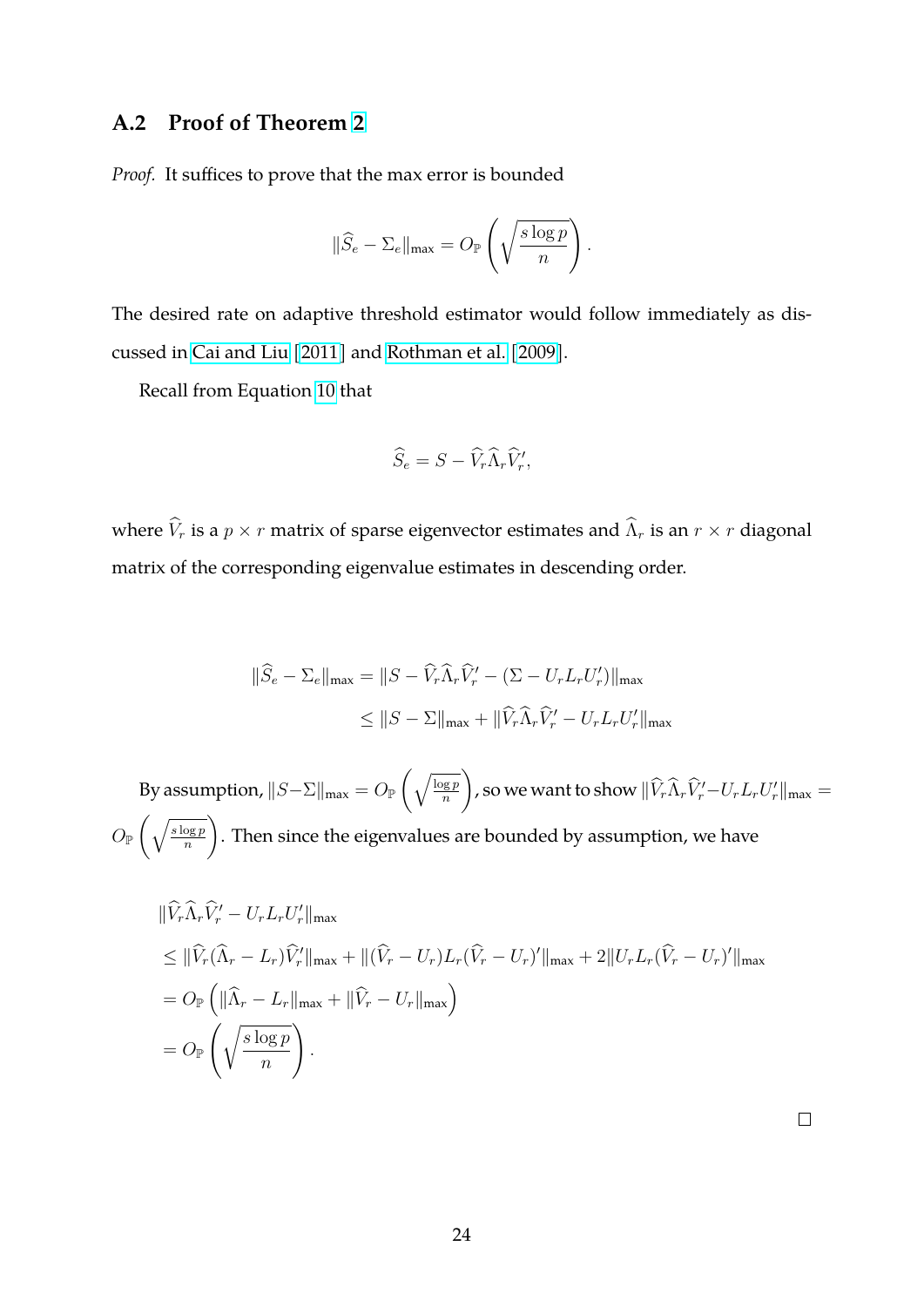## A.2 Proof of Theorem 2

*Proof.* It suffices to prove that the max error is bounded

$$\|\widehat{S}_e - \Sigma_e\|_{\max} = O_{\mathbb{P}}\left(\sqrt{\frac{s \log p}{n}}\right).$$

The desired rate on adaptive threshold estimator would follow immediately as discussed in Cai and Liu [2011] and Rothman et al. [2009].

Recall from Equation 10 that

$$\widehat{S}_e = S - \widehat{V}_r \widehat{\Lambda}_r \widehat{V}_r',$$

where $\widehat{V}_r$ is a $p \times r$ matrix of sparse eigenvector estimates and $\widehat{\Lambda}_r$ is an $r \times r$ diagonal matrix of the corresponding eigenvalue estimates in descending order.

$$\begin{aligned}
\|\widehat{S}_e - \Sigma_e\|_{\max} &= \|S - \widehat{V}_r \widehat{\Lambda}_r \widehat{V}_r' - (\Sigma - U_r L_r U_r')\|_{\max} \\
&\leq \|S - \Sigma\|_{\max} + \|\widehat{V}_r \widehat{\Lambda}_r \widehat{V}_r' - U_r L_r U_r'\|_{\max}
\end{aligned}$$

By assumption, $\|S - \Sigma\|_{\max} = O_{\mathbb{P}}\left(\sqrt{\frac{\log p}{n}}\right)$, so we want to show $\|\widehat{V}_r \widehat{\Lambda}_r \widehat{V}_r' - U_r L_r U_r'\|_{\max} = O_{\mathbb{P}}\left(\sqrt{\frac{s \log p}{n}}\right)$. Then since the eigenvalues are bounded by assumption, we have

$$\begin{aligned}
&\|\widehat{V}_r \widehat{\Lambda}_r \widehat{V}_r' - U_r L_r U_r'\|_{\max} \\
&\leq \|\widehat{V}_r (\widehat{\Lambda}_r - L_r) \widehat{V}_r'\|_{\max} + \|(\widehat{V}_r - U_r) L_r (\widehat{V}_r - U_r)'\|_{\max} + 2\|U_r L_r (\widehat{V}_r - U_r)'\|_{\max} \\
&= O_{\mathbb{P}}\left(\|\widehat{\Lambda}_r - L_r\|_{\max} + \|\widehat{V}_r - U_r\|_{\max}\right) \\
&= O_{\mathbb{P}}\left(\sqrt{\frac{s \log p}{n}}\right).
\end{aligned}$$

$\square$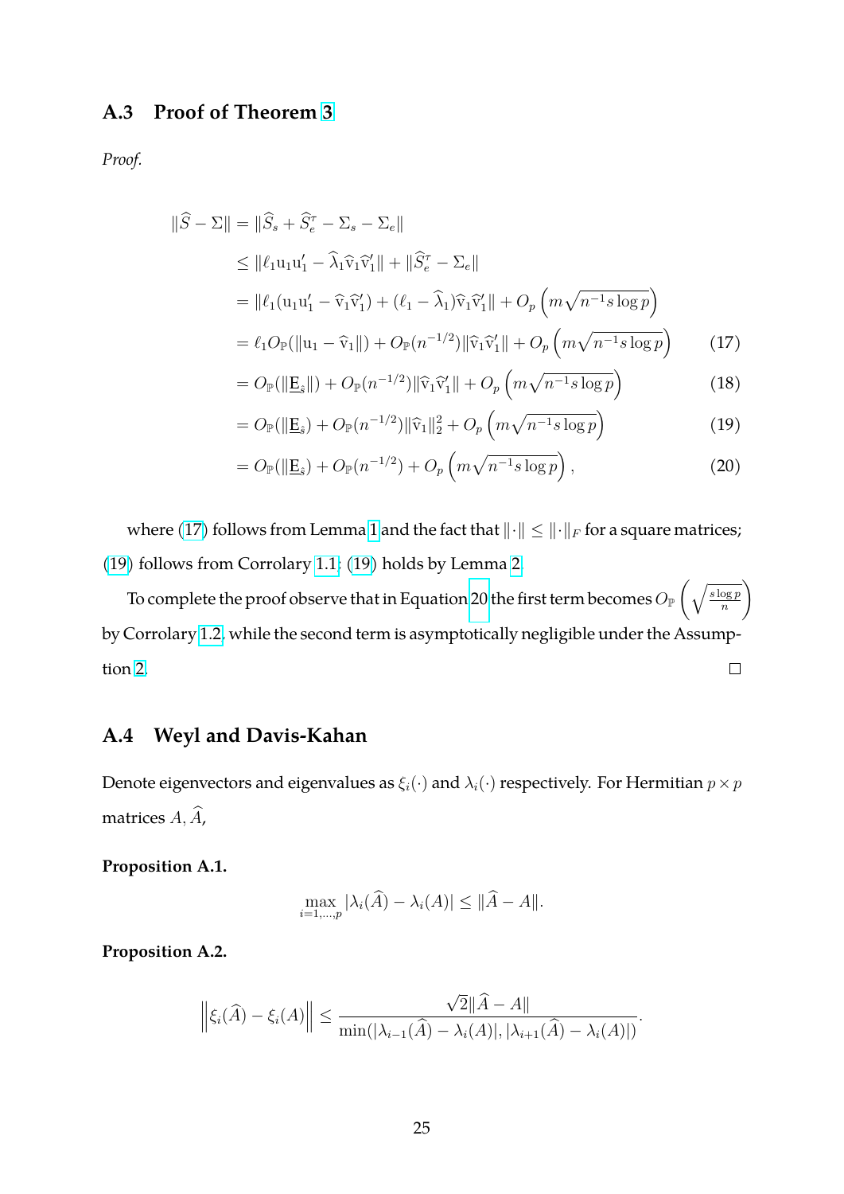### A.3 Proof of Theorem 3

*Proof.*

$$
\begin{aligned}
\|\widehat{S} - \Sigma\| &= \|\widehat{S}_s + \widehat{S}_e^\tau - \Sigma_s - \Sigma_e\| \\
&\leq \|\ell_1 \mathrm{u}_1 \mathrm{u}_1' - \widehat{\lambda}_1 \widehat{\mathrm{v}}_1 \widehat{\mathrm{v}}_1'\| + \|\widehat{S}_e^\tau - \Sigma_e\| \\
&= \|\ell_1(\mathrm{u}_1 \mathrm{u}_1' - \widehat{\mathrm{v}}_1 \widehat{\mathrm{v}}_1') + (\ell_1 - \widehat{\lambda}_1)\widehat{\mathrm{v}}_1 \widehat{\mathrm{v}}_1'\| + O_p\left(m\sqrt{n^{-1} s \log p}\right) \\
&= \ell_1 O_{\mathbb{P}}(\|\mathrm{u}_1 - \widehat{\mathrm{v}}_1\|) + O_{\mathbb{P}}(n^{-1/2})\|\widehat{\mathrm{v}}_1 \widehat{\mathrm{v}}_1'\| + O_p\left(m\sqrt{n^{-1} s \log p}\right) && (17) \\
&= O_{\mathbb{P}}(\|\underline{\mathrm{E}}_{\hat{s}}\|) + O_{\mathbb{P}}(n^{-1/2})\|\widehat{\mathrm{v}}_1 \widehat{\mathrm{v}}_1'\| + O_p\left(m\sqrt{n^{-1} s \log p}\right) && (18) \\
&= O_{\mathbb{P}}(\|\underline{\mathrm{E}}_{\hat{s}}) + O_{\mathbb{P}}(n^{-1/2})\|\widehat{\mathrm{v}}_1\|_2^2 + O_p\left(m\sqrt{n^{-1} s \log p}\right) && (19) \\
&= O_{\mathbb{P}}(\|\underline{\mathrm{E}}_{\hat{s}}) + O_{\mathbb{P}}(n^{-1/2}) + O_p\left(m\sqrt{n^{-1} s \log p}\right), && (20)
\end{aligned}
$$

where (17) follows from Lemma 1 and the fact that $\|\cdot\| \leq \|\cdot\|_F$ for a square matrices; (19) follows from Corrolary 1.1; (19) holds by Lemma 2.

To complete the proof observe that in Equation 20 the first term becomes $O_{\mathbb{P}}\left(\sqrt{\frac{s \log p}{n}}\right)$ by Corrolary 1.2, while the second term is asymptotically negligible under the Assumption 2. □

### A.4 Weyl and Davis-Kahan

Denote eigenvectors and eigenvalues as $\xi_i(\cdot)$ and $\lambda_i(\cdot)$ respectively. For Hermitian $p \times p$ matrices $A, \widehat{A}$,

**Proposition A.1.**

$$
\max_{i=1,\dots,p} |\lambda_i(\widehat{A}) - \lambda_i(A)| \leq \|\widehat{A} - A\|.
$$

**Proposition A.2.**

$$
\left\|\xi_i(\widehat{A}) - \xi_i(A)\right\| \leq \frac{\sqrt{2}\|\widehat{A} - A\|}{\min(|\lambda_{i-1}(\widehat{A}) - \lambda_i(A)|, |\lambda_{i+1}(\widehat{A}) - \lambda_i(A)|)}.
$$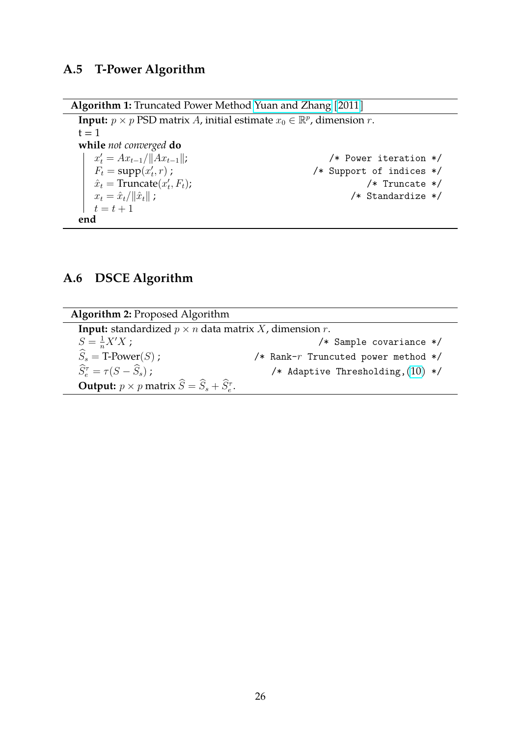## A.5 T-Power Algorithm

**Algorithm 1:** Truncated Power Method Yuan and Zhang [2011]

**Input:** $p \times p$ PSD matrix $A$, initial estimate $x_0 \in \mathbb{R}^p$, dimension $r$.

```
t = 1
while not converged do
    x'_t = A x_{t-1} / ||A x_{t-1}||;        /* Power iteration */
    F_t = supp(x'_t, r) ;                    /* Support of indices */
    x̂_t = Truncate(x'_t, F_t);               /* Truncate */
    x_t = x̂_t / ||x̂_t|| ;                    /* Standardize */
    t = t + 1
end
```

In mathematical notation:

- $x'_t = Ax_{t-1}/\|Ax_{t-1}\|$; /* Power iteration */
- $F_t = \text{supp}(x'_t, r)$ ; /* Support of indices */
- $\hat{x}_t = \text{Truncate}(x'_t, F_t)$; /* Truncate */
- $x_t = \hat{x}_t/\|\hat{x}_t\|$ ; /* Standardize */
- $t = t + 1$

## A.6 DSCE Algorithm

**Algorithm 2:** Proposed Algorithm

**Input:** standardized $p \times n$ data matrix $X$, dimension $r$.

$S = \frac{1}{n}X'X$ ; /* Sample covariance */

$\widehat{S}_s = \text{T-Power}(S)$ ; /* Rank-$r$ Truncuted power method */

$\widehat{S}_e^\tau = \tau(S - \widehat{S}_s)$ ; /* Adaptive Thresholding,(10) */

**Output:** $p \times p$ matrix $\widehat{S} = \widehat{S}_s + \widehat{S}_e^\tau$.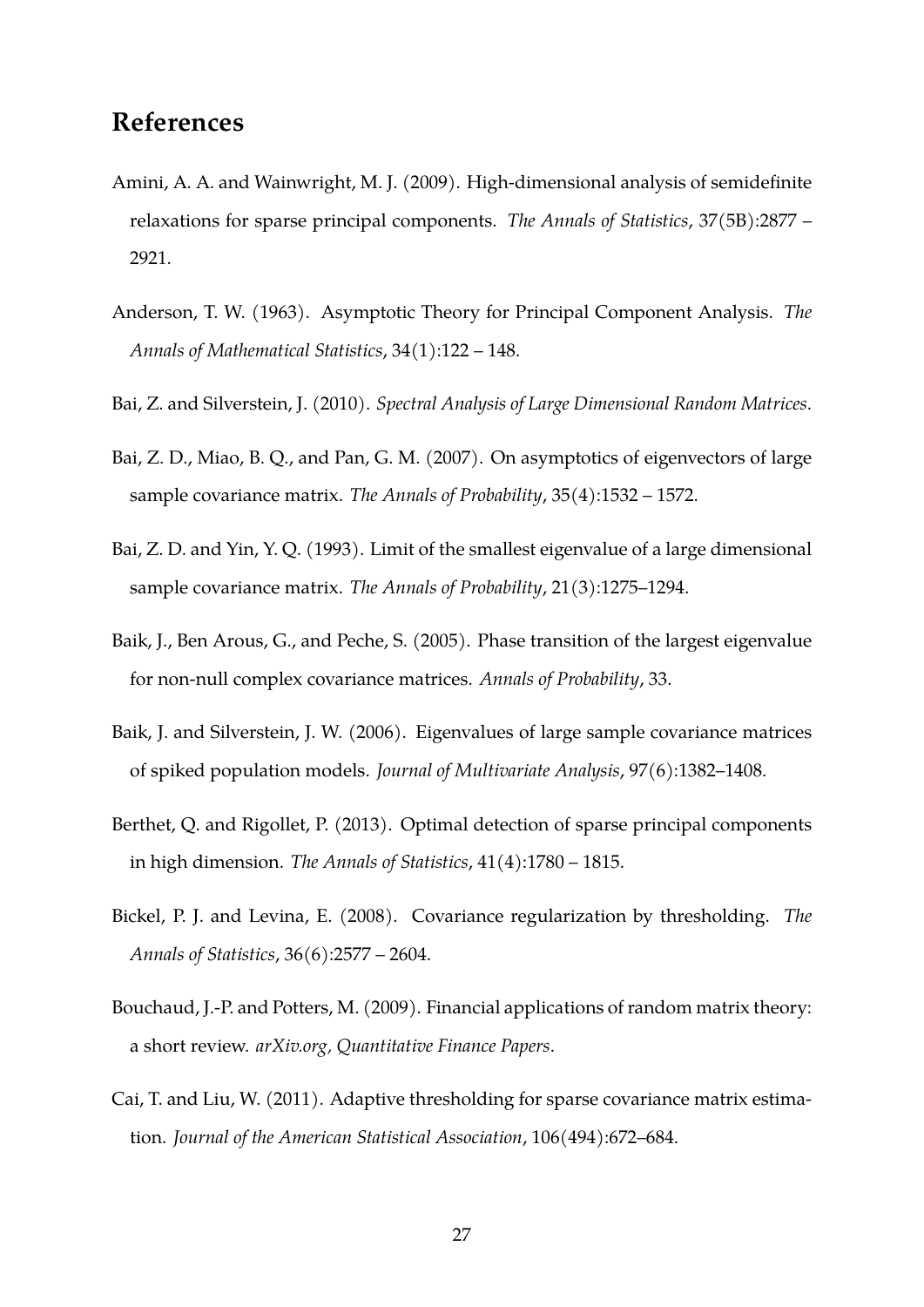## References

Amini, A. A. and Wainwright, M. J. (2009). High-dimensional analysis of semidefinite relaxations for sparse principal components. *The Annals of Statistics*, 37(5B):2877 – 2921.

Anderson, T. W. (1963). Asymptotic Theory for Principal Component Analysis. *The Annals of Mathematical Statistics*, 34(1):122 – 148.

Bai, Z. and Silverstein, J. (2010). *Spectral Analysis of Large Dimensional Random Matrices*.

Bai, Z. D., Miao, B. Q., and Pan, G. M. (2007). On asymptotics of eigenvectors of large sample covariance matrix. *The Annals of Probability*, 35(4):1532 – 1572.

Bai, Z. D. and Yin, Y. Q. (1993). Limit of the smallest eigenvalue of a large dimensional sample covariance matrix. *The Annals of Probability*, 21(3):1275–1294.

Baik, J., Ben Arous, G., and Peche, S. (2005). Phase transition of the largest eigenvalue for non-null complex covariance matrices. *Annals of Probability*, 33.

Baik, J. and Silverstein, J. W. (2006). Eigenvalues of large sample covariance matrices of spiked population models. *Journal of Multivariate Analysis*, 97(6):1382–1408.

Berthet, Q. and Rigollet, P. (2013). Optimal detection of sparse principal components in high dimension. *The Annals of Statistics*, 41(4):1780 – 1815.

Bickel, P. J. and Levina, E. (2008). Covariance regularization by thresholding. *The Annals of Statistics*, 36(6):2577 – 2604.

Bouchaud, J.-P. and Potters, M. (2009). Financial applications of random matrix theory: a short review. *arXiv.org, Quantitative Finance Papers*.

Cai, T. and Liu, W. (2011). Adaptive thresholding for sparse covariance matrix estimation. *Journal of the American Statistical Association*, 106(494):672–684.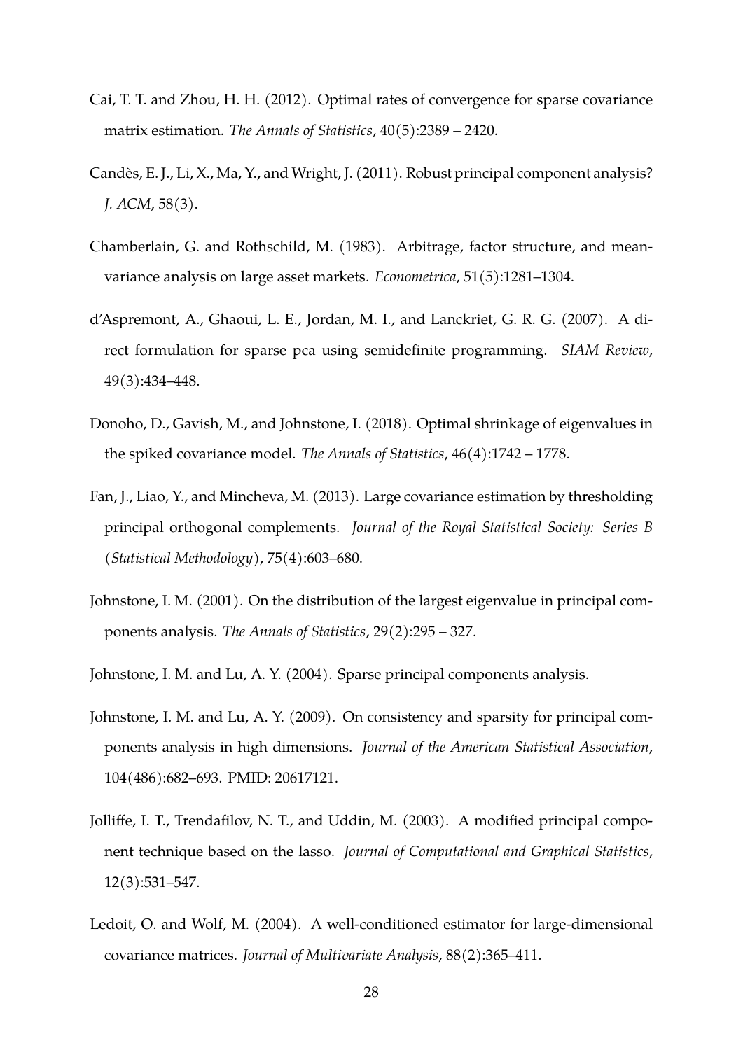Cai, T. T. and Zhou, H. H. (2012). Optimal rates of convergence for sparse covariance matrix estimation. *The Annals of Statistics*, 40(5):2389 – 2420.

Candès, E. J., Li, X., Ma, Y., and Wright, J. (2011). Robust principal component analysis? *J. ACM*, 58(3).

Chamberlain, G. and Rothschild, M. (1983). Arbitrage, factor structure, and mean-variance analysis on large asset markets. *Econometrica*, 51(5):1281–1304.

d'Aspremont, A., Ghaoui, L. E., Jordan, M. I., and Lanckriet, G. R. G. (2007). A direct formulation for sparse pca using semidefinite programming. *SIAM Review*, 49(3):434–448.

Donoho, D., Gavish, M., and Johnstone, I. (2018). Optimal shrinkage of eigenvalues in the spiked covariance model. *The Annals of Statistics*, 46(4):1742 – 1778.

Fan, J., Liao, Y., and Mincheva, M. (2013). Large covariance estimation by thresholding principal orthogonal complements. *Journal of the Royal Statistical Society: Series B (Statistical Methodology)*, 75(4):603–680.

Johnstone, I. M. (2001). On the distribution of the largest eigenvalue in principal components analysis. *The Annals of Statistics*, 29(2):295 – 327.

Johnstone, I. M. and Lu, A. Y. (2004). Sparse principal components analysis.

Johnstone, I. M. and Lu, A. Y. (2009). On consistency and sparsity for principal components analysis in high dimensions. *Journal of the American Statistical Association*, 104(486):682–693. PMID: 20617121.

Jolliffe, I. T., Trendafilov, N. T., and Uddin, M. (2003). A modified principal component technique based on the lasso. *Journal of Computational and Graphical Statistics*, 12(3):531–547.

Ledoit, O. and Wolf, M. (2004). A well-conditioned estimator for large-dimensional covariance matrices. *Journal of Multivariate Analysis*, 88(2):365–411.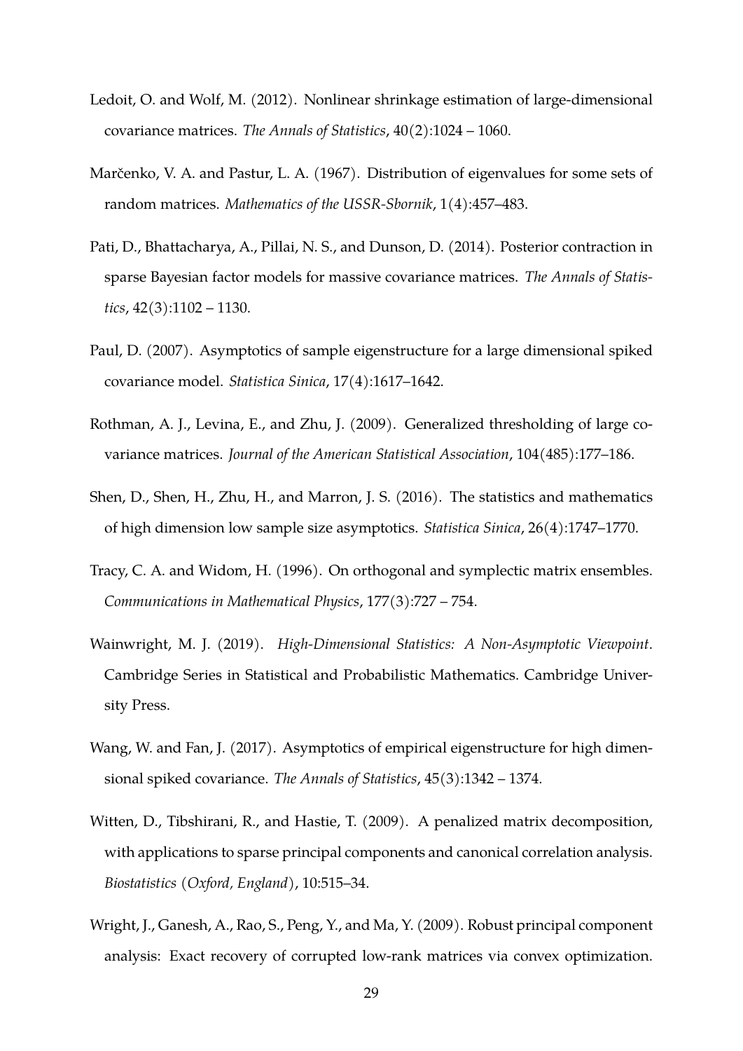Ledoit, O. and Wolf, M. (2012). Nonlinear shrinkage estimation of large-dimensional covariance matrices. *The Annals of Statistics*, 40(2):1024 – 1060.

Marčenko, V. A. and Pastur, L. A. (1967). Distribution of eigenvalues for some sets of random matrices. *Mathematics of the USSR-Sbornik*, 1(4):457–483.

Pati, D., Bhattacharya, A., Pillai, N. S., and Dunson, D. (2014). Posterior contraction in sparse Bayesian factor models for massive covariance matrices. *The Annals of Statistics*, 42(3):1102 – 1130.

Paul, D. (2007). Asymptotics of sample eigenstructure for a large dimensional spiked covariance model. *Statistica Sinica*, 17(4):1617–1642.

Rothman, A. J., Levina, E., and Zhu, J. (2009). Generalized thresholding of large covariance matrices. *Journal of the American Statistical Association*, 104(485):177–186.

Shen, D., Shen, H., Zhu, H., and Marron, J. S. (2016). The statistics and mathematics of high dimension low sample size asymptotics. *Statistica Sinica*, 26(4):1747–1770.

Tracy, C. A. and Widom, H. (1996). On orthogonal and symplectic matrix ensembles. *Communications in Mathematical Physics*, 177(3):727 – 754.

Wainwright, M. J. (2019). *High-Dimensional Statistics: A Non-Asymptotic Viewpoint*. Cambridge Series in Statistical and Probabilistic Mathematics. Cambridge University Press.

Wang, W. and Fan, J. (2017). Asymptotics of empirical eigenstructure for high dimensional spiked covariance. *The Annals of Statistics*, 45(3):1342 – 1374.

Witten, D., Tibshirani, R., and Hastie, T. (2009). A penalized matrix decomposition, with applications to sparse principal components and canonical correlation analysis. *Biostatistics (Oxford, England)*, 10:515–34.

Wright, J., Ganesh, A., Rao, S., Peng, Y., and Ma, Y. (2009). Robust principal component analysis: Exact recovery of corrupted low-rank matrices via convex optimization.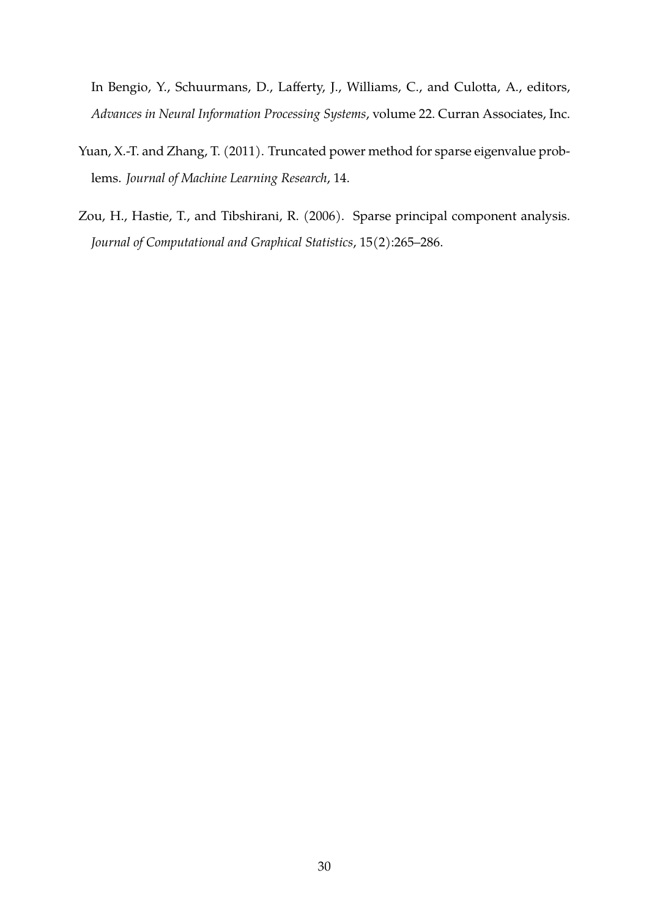In Bengio, Y., Schuurmans, D., Lafferty, J., Williams, C., and Culotta, A., editors, *Advances in Neural Information Processing Systems*, volume 22. Curran Associates, Inc.

Yuan, X.-T. and Zhang, T. (2011). Truncated power method for sparse eigenvalue problems. *Journal of Machine Learning Research*, 14.

Zou, H., Hastie, T., and Tibshirani, R. (2006). Sparse principal component analysis. *Journal of Computational and Graphical Statistics*, 15(2):265–286.